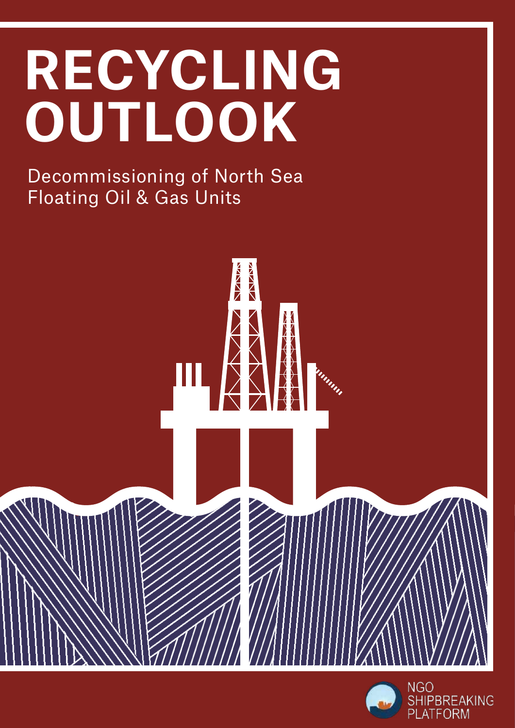# RECYCLING OUTLOOK

Decommissioning of North Sea Floating Oil & Gas Units

NGO SHIPBREAKING PLATFORM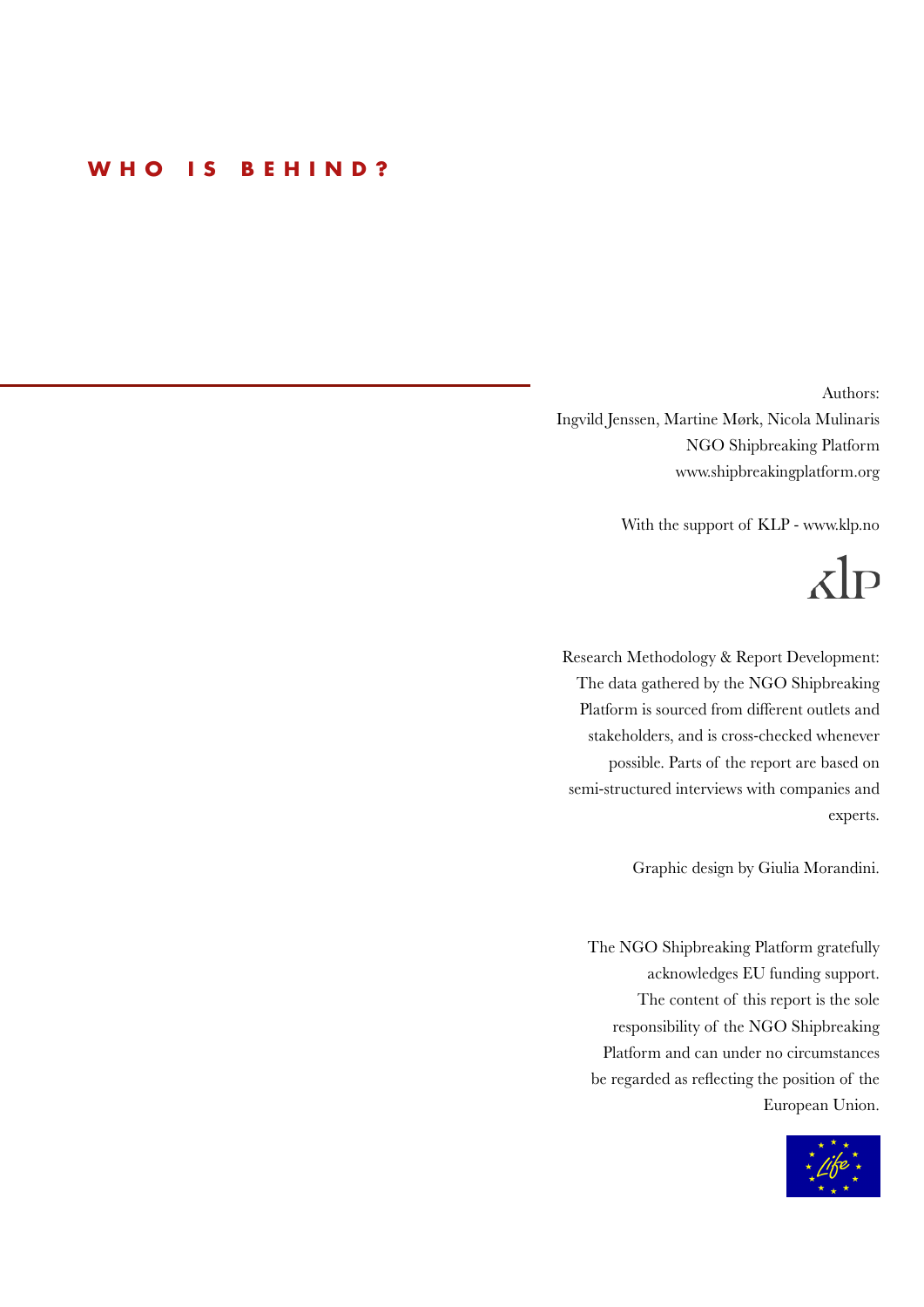# WHO IS BEHIND?

Authors:
Ingvild Jenssen, Martine Mørk, Nicola Mulinaris
NGO Shipbreaking Platform
www.shipbreakingplatform.org

With the support of KLP - www.klp.no

Research Methodology & Report Development:
The data gathered by the NGO Shipbreaking Platform is sourced from different outlets and stakeholders, and is cross-checked whenever possible. Parts of the report are based on semi-structured interviews with companies and experts.

Graphic design by Giulia Morandini.

The NGO Shipbreaking Platform gratefully acknowledges EU funding support. The content of this report is the sole responsibility of the NGO Shipbreaking Platform and can under no circumstances be regarded as reflecting the position of the European Union.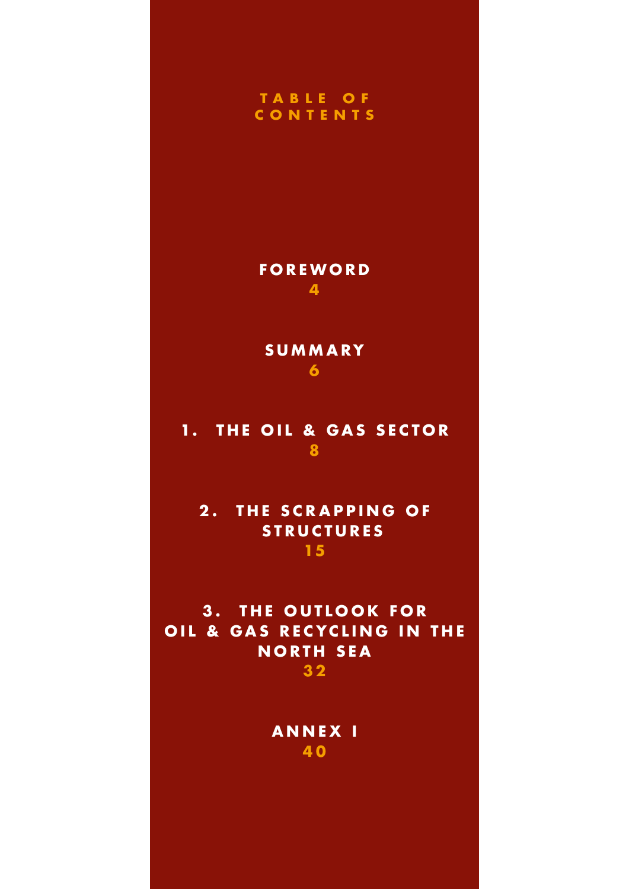# TABLE OF CONTENTS

**FOREWORD**
4

**SUMMARY**
6

**1. THE OIL & GAS SECTOR**
8

**2. THE SCRAPPING OF STRUCTURES**
15

**3. THE OUTLOOK FOR OIL & GAS RECYCLING IN THE NORTH SEA**
32

**ANNEX I**
40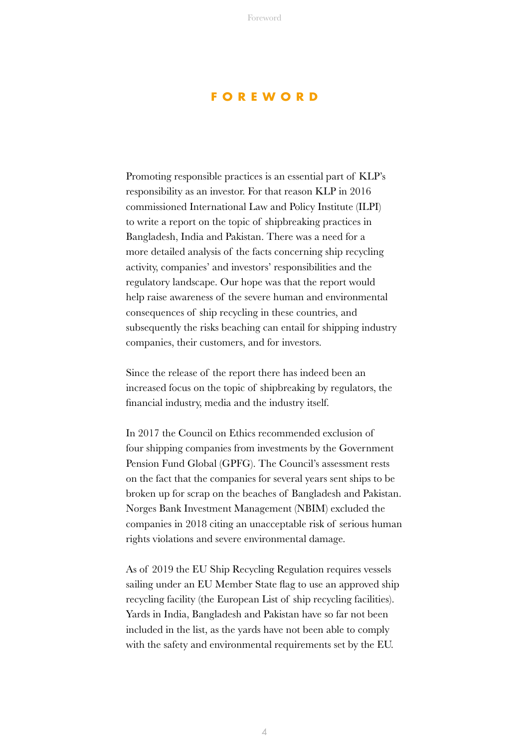# FOREWORD

Promoting responsible practices is an essential part of KLP's responsibility as an investor. For that reason KLP in 2016 commissioned International Law and Policy Institute (ILPI) to write a report on the topic of shipbreaking practices in Bangladesh, India and Pakistan. There was a need for a more detailed analysis of the facts concerning ship recycling activity, companies' and investors' responsibilities and the regulatory landscape. Our hope was that the report would help raise awareness of the severe human and environmental consequences of ship recycling in these countries, and subsequently the risks beaching can entail for shipping industry companies, their customers, and for investors.

Since the release of the report there has indeed been an increased focus on the topic of shipbreaking by regulators, the financial industry, media and the industry itself.

In 2017 the Council on Ethics recommended exclusion of four shipping companies from investments by the Government Pension Fund Global (GPFG). The Council's assessment rests on the fact that the companies for several years sent ships to be broken up for scrap on the beaches of Bangladesh and Pakistan. Norges Bank Investment Management (NBIM) excluded the companies in 2018 citing an unacceptable risk of serious human rights violations and severe environmental damage.

As of 2019 the EU Ship Recycling Regulation requires vessels sailing under an EU Member State flag to use an approved ship recycling facility (the European List of ship recycling facilities). Yards in India, Bangladesh and Pakistan have so far not been included in the list, as the yards have not been able to comply with the safety and environmental requirements set by the EU.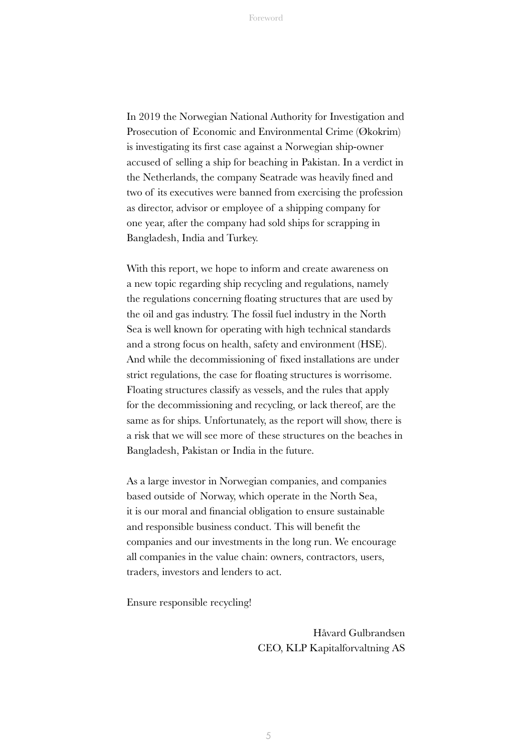In 2019 the Norwegian National Authority for Investigation and Prosecution of Economic and Environmental Crime (Økokrim) is investigating its first case against a Norwegian ship-owner accused of selling a ship for beaching in Pakistan. In a verdict in the Netherlands, the company Seatrade was heavily fined and two of its executives were banned from exercising the profession as director, advisor or employee of a shipping company for one year, after the company had sold ships for scrapping in Bangladesh, India and Turkey.

With this report, we hope to inform and create awareness on a new topic regarding ship recycling and regulations, namely the regulations concerning floating structures that are used by the oil and gas industry. The fossil fuel industry in the North Sea is well known for operating with high technical standards and a strong focus on health, safety and environment (HSE). And while the decommissioning of fixed installations are under strict regulations, the case for floating structures is worrisome. Floating structures classify as vessels, and the rules that apply for the decommissioning and recycling, or lack thereof, are the same as for ships. Unfortunately, as the report will show, there is a risk that we will see more of these structures on the beaches in Bangladesh, Pakistan or India in the future.

As a large investor in Norwegian companies, and companies based outside of Norway, which operate in the North Sea, it is our moral and financial obligation to ensure sustainable and responsible business conduct. This will benefit the companies and our investments in the long run. We encourage all companies in the value chain: owners, contractors, users, traders, investors and lenders to act.

Ensure responsible recycling!

Håvard Gulbrandsen
CEO, KLP Kapitalforvaltning AS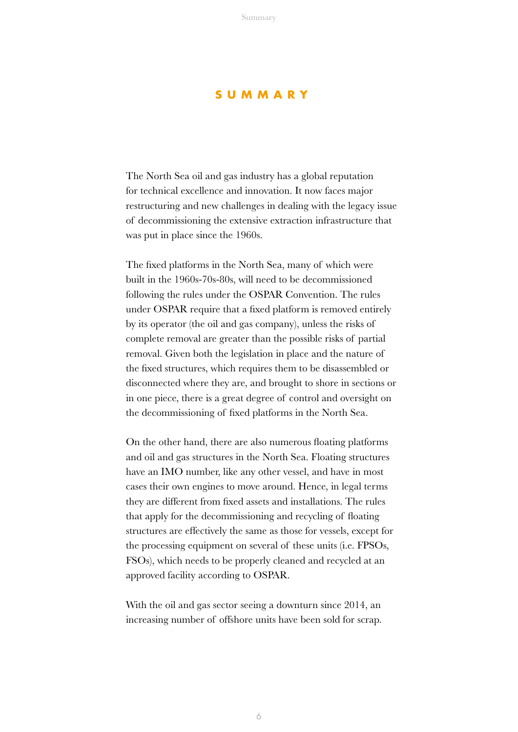# SUMMARY

The North Sea oil and gas industry has a global reputation for technical excellence and innovation. It now faces major restructuring and new challenges in dealing with the legacy issue of decommissioning the extensive extraction infrastructure that was put in place since the 1960s.

The fixed platforms in the North Sea, many of which were built in the 1960s-70s-80s, will need to be decommissioned following the rules under the OSPAR Convention. The rules under OSPAR require that a fixed platform is removed entirely by its operator (the oil and gas company), unless the risks of complete removal are greater than the possible risks of partial removal. Given both the legislation in place and the nature of the fixed structures, which requires them to be disassembled or disconnected where they are, and brought to shore in sections or in one piece, there is a great degree of control and oversight on the decommissioning of fixed platforms in the North Sea.

On the other hand, there are also numerous floating platforms and oil and gas structures in the North Sea. Floating structures have an IMO number, like any other vessel, and have in most cases their own engines to move around. Hence, in legal terms they are different from fixed assets and installations. The rules that apply for the decommissioning and recycling of floating structures are effectively the same as those for vessels, except for the processing equipment on several of these units (i.e. FPSOs, FSOs), which needs to be properly cleaned and recycled at an approved facility according to OSPAR.

With the oil and gas sector seeing a downturn since 2014, an increasing number of offshore units have been sold for scrap.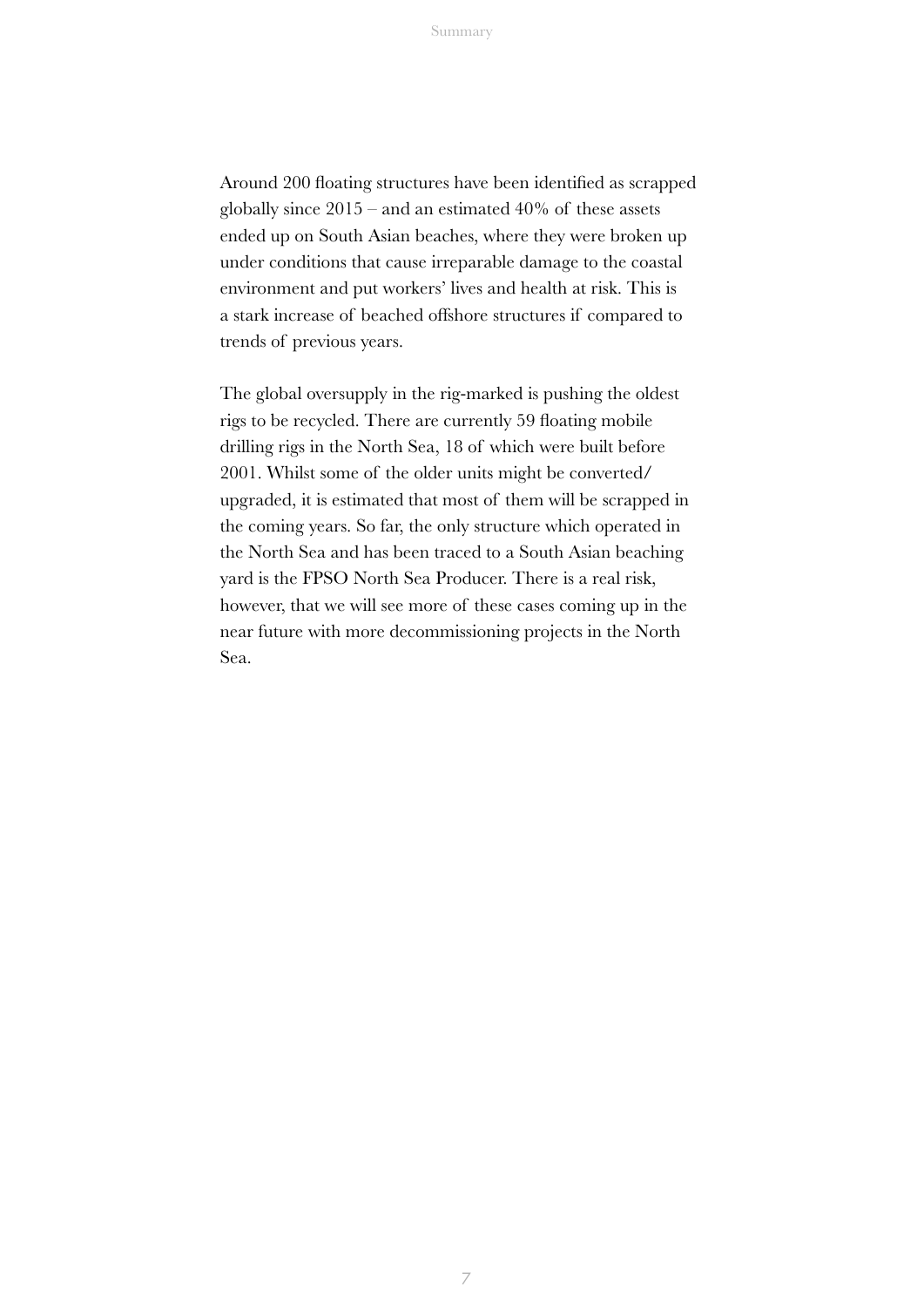Around 200 floating structures have been identified as scrapped globally since 2015 – and an estimated 40% of these assets ended up on South Asian beaches, where they were broken up under conditions that cause irreparable damage to the coastal environment and put workers' lives and health at risk. This is a stark increase of beached offshore structures if compared to trends of previous years.

The global oversupply in the rig-marked is pushing the oldest rigs to be recycled. There are currently 59 floating mobile drilling rigs in the North Sea, 18 of which were built before 2001. Whilst some of the older units might be converted/upgraded, it is estimated that most of them will be scrapped in the coming years. So far, the only structure which operated in the North Sea and has been traced to a South Asian beaching yard is the FPSO North Sea Producer. There is a real risk, however, that we will see more of these cases coming up in the near future with more decommissioning projects in the North Sea.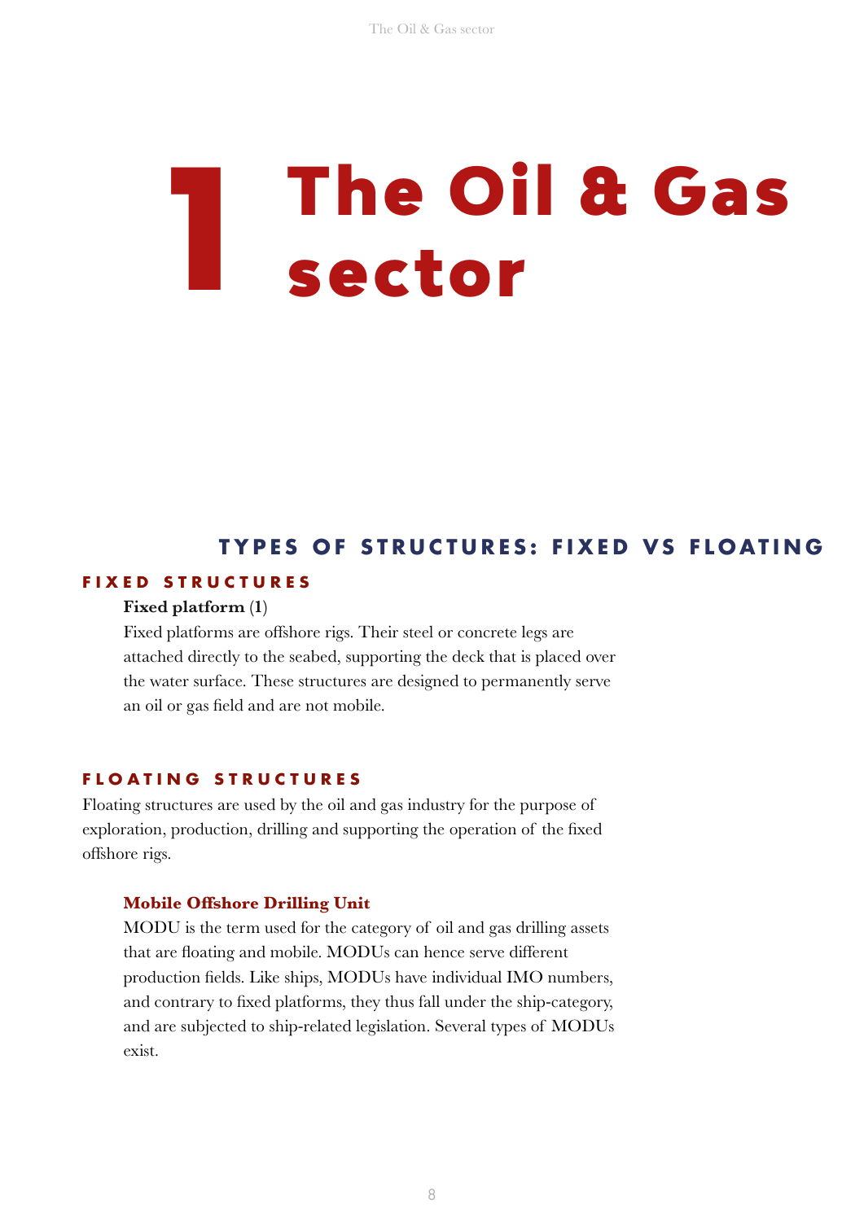# 1 The Oil & Gas sector

## TYPES OF STRUCTURES: FIXED VS FLOATING

### FIXED STRUCTURES

**Fixed platform (1)**

Fixed platforms are offshore rigs. Their steel or concrete legs are attached directly to the seabed, supporting the deck that is placed over the water surface. These structures are designed to permanently serve an oil or gas field and are not mobile.

### FLOATING STRUCTURES

Floating structures are used by the oil and gas industry for the purpose of exploration, production, drilling and supporting the operation of the fixed offshore rigs.

#### Mobile Offshore Drilling Unit

MODU is the term used for the category of oil and gas drilling assets that are floating and mobile. MODUs can hence serve different production fields. Like ships, MODUs have individual IMO numbers, and contrary to fixed platforms, they thus fall under the ship-category, and are subjected to ship-related legislation. Several types of MODUs exist.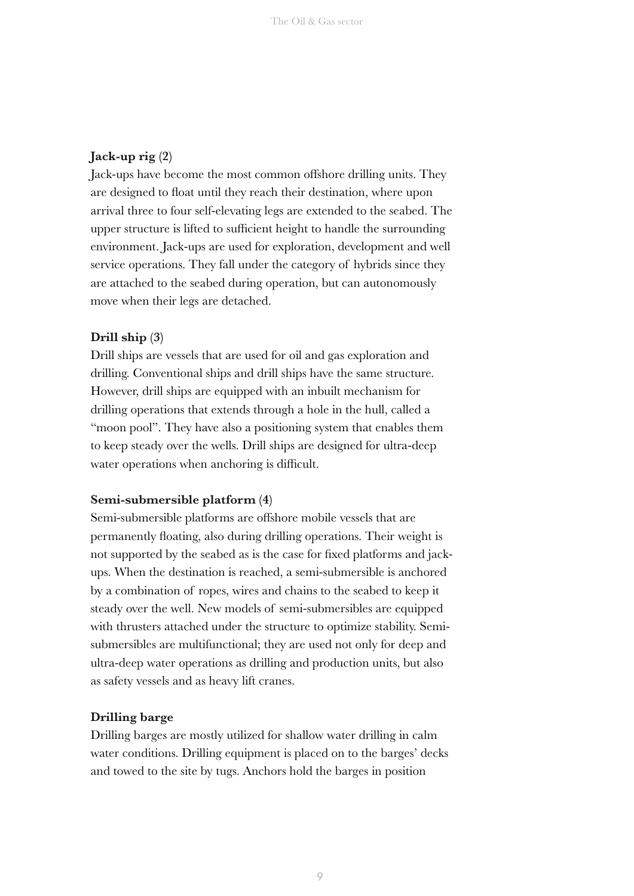**Jack-up rig (2)**

Jack-ups have become the most common offshore drilling units. They are designed to float until they reach their destination, where upon arrival three to four self-elevating legs are extended to the seabed. The upper structure is lifted to sufficient height to handle the surrounding environment. Jack-ups are used for exploration, development and well service operations. They fall under the category of hybrids since they are attached to the seabed during operation, but can autonomously move when their legs are detached.

**Drill ship (3)**

Drill ships are vessels that are used for oil and gas exploration and drilling. Conventional ships and drill ships have the same structure. However, drill ships are equipped with an inbuilt mechanism for drilling operations that extends through a hole in the hull, called a "moon pool". They have also a positioning system that enables them to keep steady over the wells. Drill ships are designed for ultra-deep water operations when anchoring is difficult.

**Semi-submersible platform (4)**

Semi-submersible platforms are offshore mobile vessels that are permanently floating, also during drilling operations. Their weight is not supported by the seabed as is the case for fixed platforms and jack-ups. When the destination is reached, a semi-submersible is anchored by a combination of ropes, wires and chains to the seabed to keep it steady over the well. New models of semi-submersibles are equipped with thrusters attached under the structure to optimize stability. Semi-submersibles are multifunctional; they are used not only for deep and ultra-deep water operations as drilling and production units, but also as safety vessels and as heavy lift cranes.

**Drilling barge**

Drilling barges are mostly utilized for shallow water drilling in calm water conditions. Drilling equipment is placed on to the barges' decks and towed to the site by tugs. Anchors hold the barges in position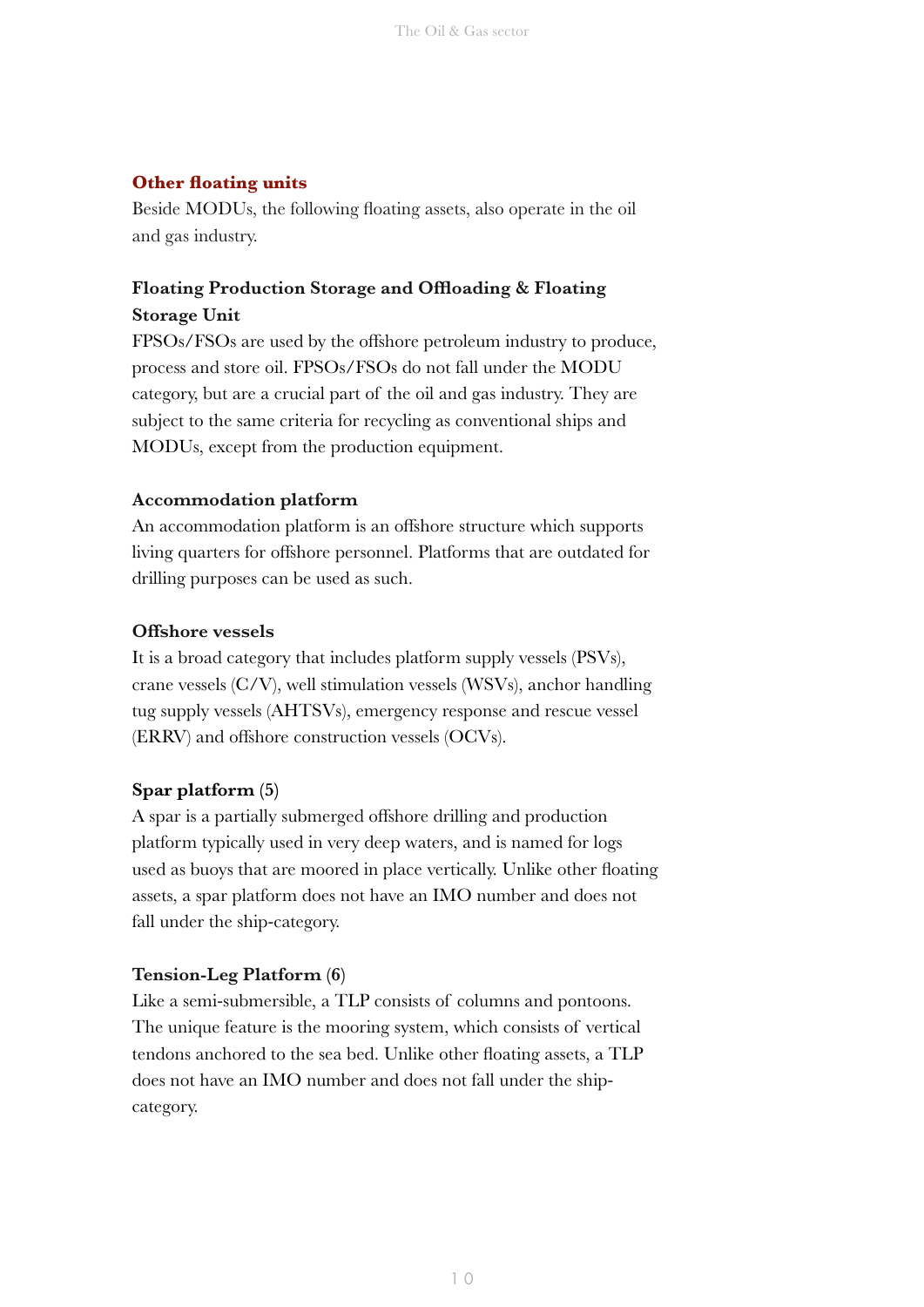## Other floating units

Beside MODUs, the following floating assets, also operate in the oil and gas industry.

### Floating Production Storage and Offloading & Floating Storage Unit

FPSOs/FSOs are used by the offshore petroleum industry to produce, process and store oil. FPSOs/FSOs do not fall under the MODU category, but are a crucial part of the oil and gas industry. They are subject to the same criteria for recycling as conventional ships and MODUs, except from the production equipment.

### Accommodation platform

An accommodation platform is an offshore structure which supports living quarters for offshore personnel. Platforms that are outdated for drilling purposes can be used as such.

### Offshore vessels

It is a broad category that includes platform supply vessels (PSVs), crane vessels (C/V), well stimulation vessels (WSVs), anchor handling tug supply vessels (AHTSVs), emergency response and rescue vessel (ERRV) and offshore construction vessels (OCVs).

### Spar platform (5)

A spar is a partially submerged offshore drilling and production platform typically used in very deep waters, and is named for logs used as buoys that are moored in place vertically. Unlike other floating assets, a spar platform does not have an IMO number and does not fall under the ship-category.

### Tension-Leg Platform (6)

Like a semi-submersible, a TLP consists of columns and pontoons. The unique feature is the mooring system, which consists of vertical tendons anchored to the sea bed. Unlike other floating assets, a TLP does not have an IMO number and does not fall under the ship-category.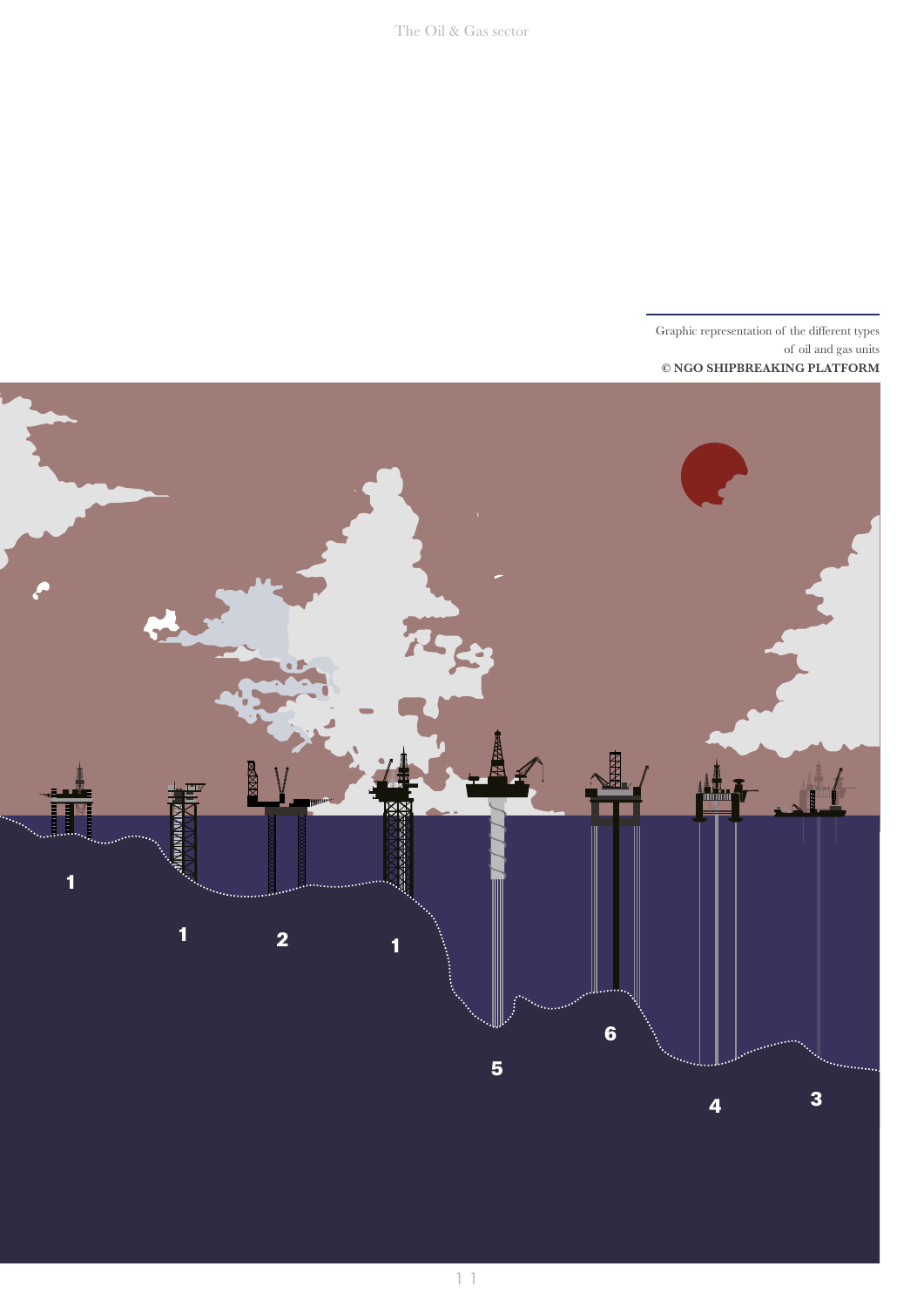Graphic representation of the different types of oil and gas units
**© NGO SHIPBREAKING PLATFORM**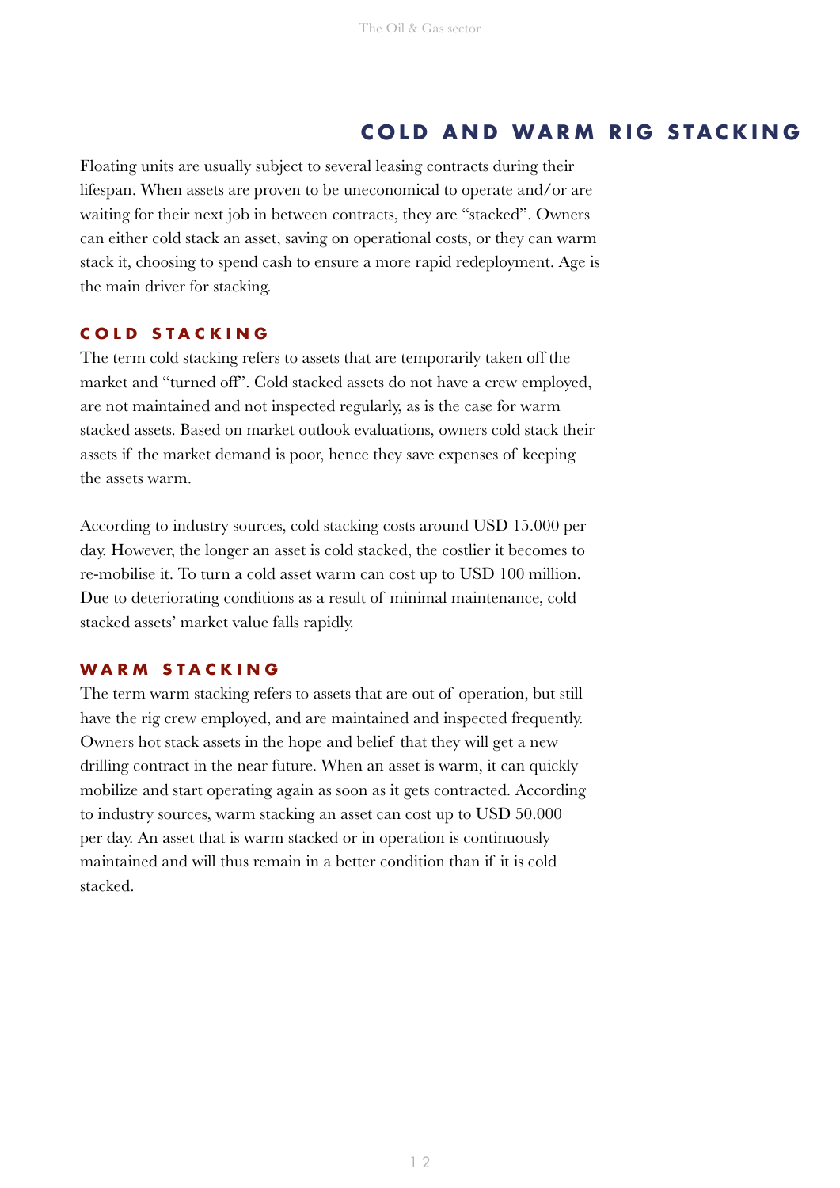## COLD AND WARM RIG STACKING

Floating units are usually subject to several leasing contracts during their lifespan. When assets are proven to be uneconomical to operate and/or are waiting for their next job in between contracts, they are "stacked". Owners can either cold stack an asset, saving on operational costs, or they can warm stack it, choosing to spend cash to ensure a more rapid redeployment. Age is the main driver for stacking.

### COLD STACKING

The term cold stacking refers to assets that are temporarily taken off the market and "turned off". Cold stacked assets do not have a crew employed, are not maintained and not inspected regularly, as is the case for warm stacked assets. Based on market outlook evaluations, owners cold stack their assets if the market demand is poor, hence they save expenses of keeping the assets warm.

According to industry sources, cold stacking costs around USD 15.000 per day. However, the longer an asset is cold stacked, the costlier it becomes to re-mobilise it. To turn a cold asset warm can cost up to USD 100 million. Due to deteriorating conditions as a result of minimal maintenance, cold stacked assets' market value falls rapidly.

### WARM STACKING

The term warm stacking refers to assets that are out of operation, but still have the rig crew employed, and are maintained and inspected frequently. Owners hot stack assets in the hope and belief that they will get a new drilling contract in the near future. When an asset is warm, it can quickly mobilize and start operating again as soon as it gets contracted. According to industry sources, warm stacking an asset can cost up to USD 50.000 per day. An asset that is warm stacked or in operation is continuously maintained and will thus remain in a better condition than if it is cold stacked.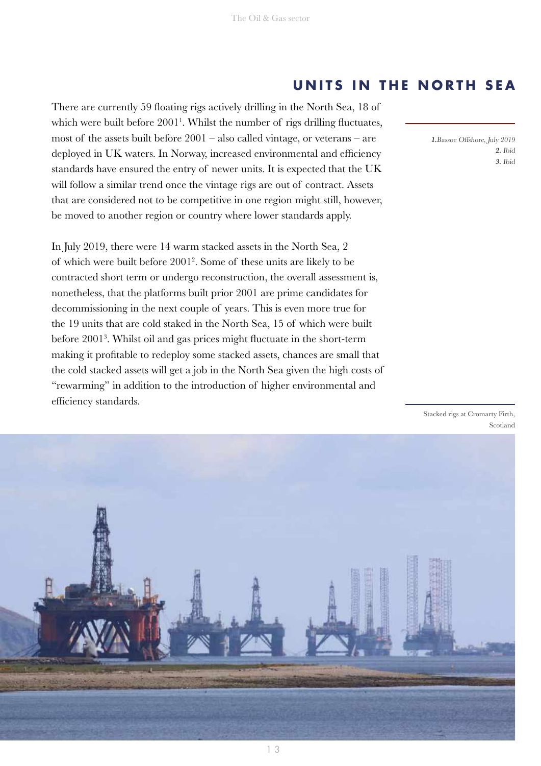## UNITS IN THE NORTH SEA

There are currently 59 floating rigs actively drilling in the North Sea, 18 of which were built before 2001[1]. Whilst the number of rigs drilling fluctuates, most of the assets built before 2001 – also called vintage, or veterans – are deployed in UK waters. In Norway, increased environmental and efficiency standards have ensured the entry of newer units. It is expected that the UK will follow a similar trend once the vintage rigs are out of contract. Assets that are considered not to be competitive in one region might still, however, be moved to another region or country where lower standards apply.

In July 2019, there were 14 warm stacked assets in the North Sea, 2 of which were built before 2001[2]. Some of these units are likely to be contracted short term or undergo reconstruction, the overall assessment is, nonetheless, that the platforms built prior 2001 are prime candidates for decommissioning in the next couple of years. This is even more true for the 19 units that are cold staked in the North Sea, 15 of which were built before 2001[3]. Whilst oil and gas prices might fluctuate in the short-term making it profitable to redeploy some stacked assets, chances are small that the cold stacked assets will get a job in the North Sea given the high costs of "rewarming" in addition to the introduction of higher environmental and efficiency standards.

*1. Bassoe Offshore, July 2019*
*2. Ibid*
*3. Ibid*

Stacked rigs at Cromarty Firth, Scotland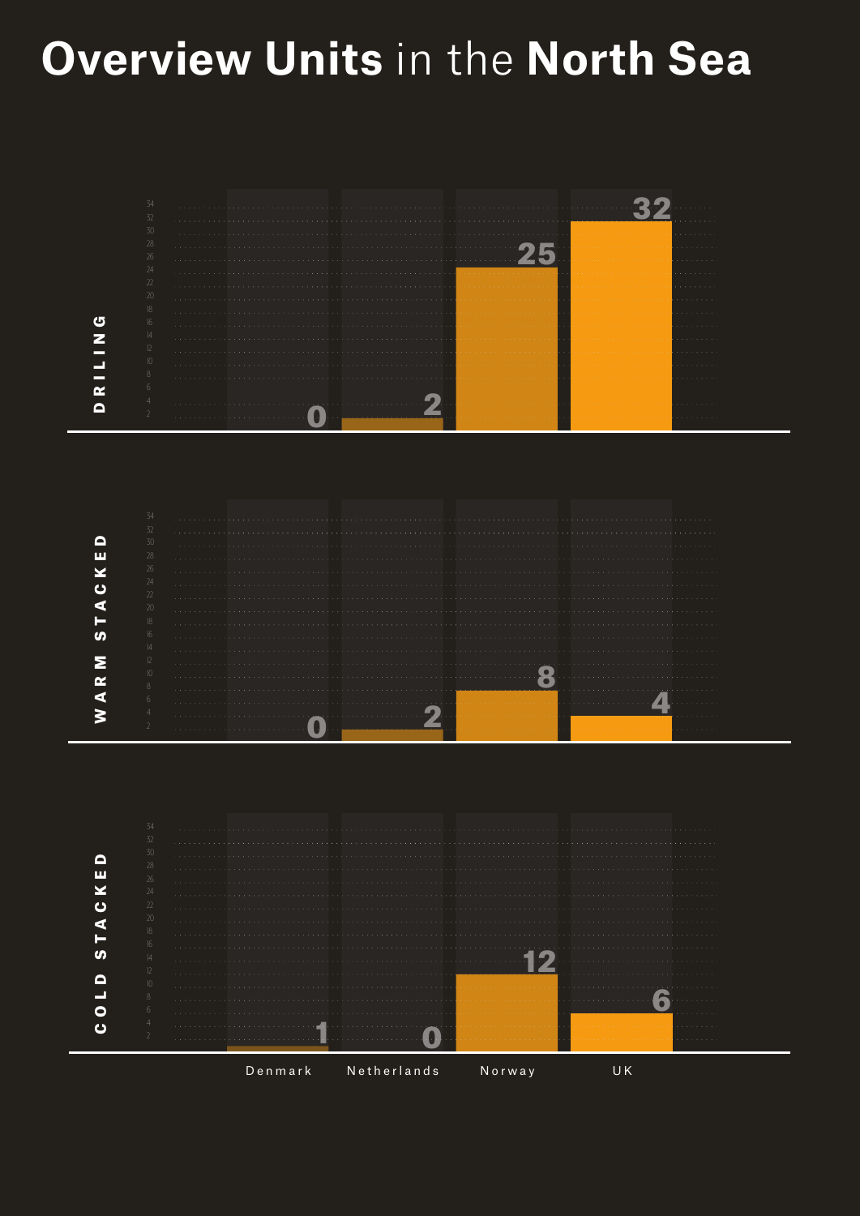# **Overview Units** in the **North Sea**

| | Denmark | Netherlands | Norway | UK |
|---|---|---|---|---|
| DRILING | 0 | 2 | 25 | 32 |
| WARM STACKED | 0 | 2 | 8 | 4 |
| COLD STACKED | 1 | 0 | 12 | 6 |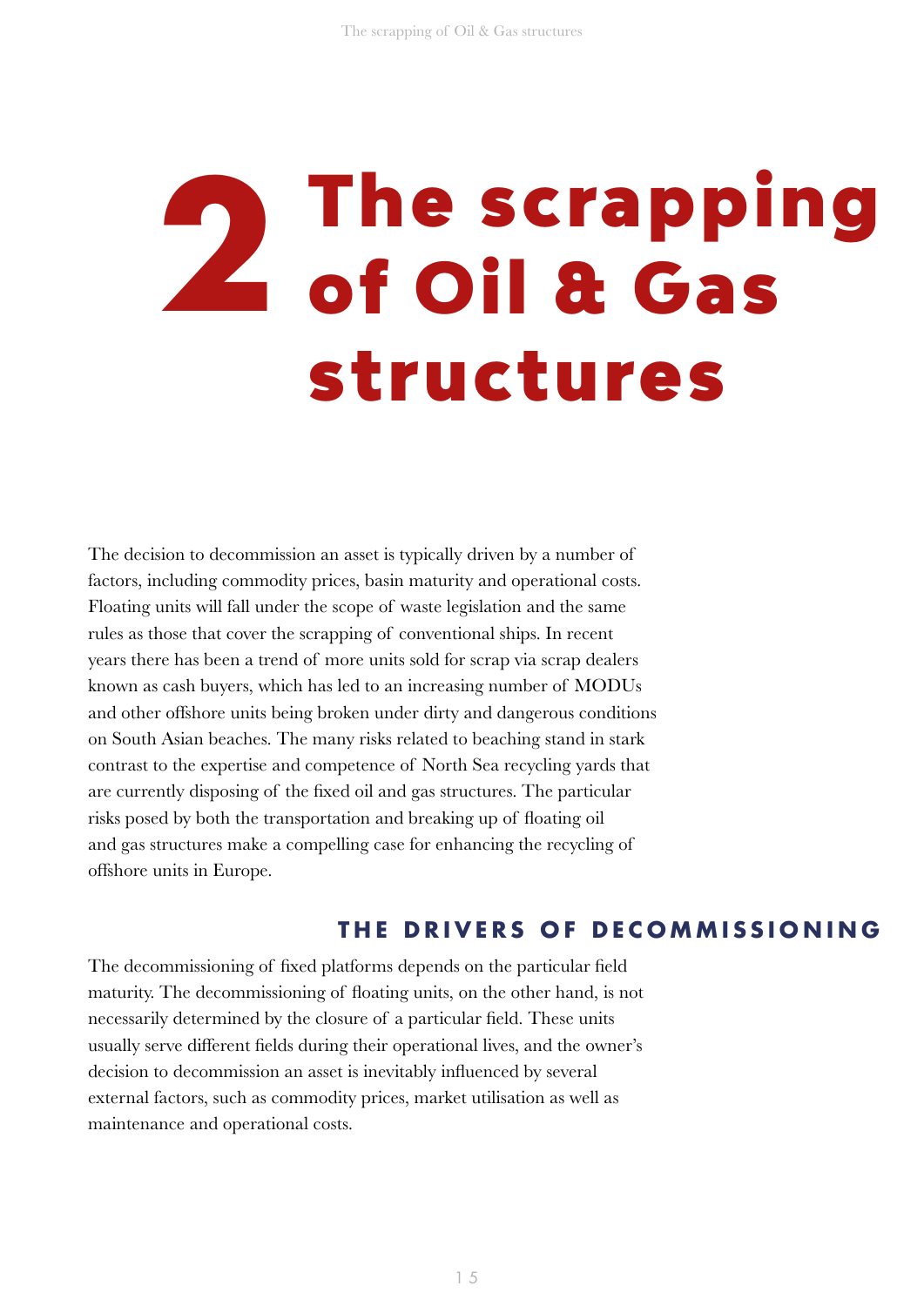# 2 The scrapping of Oil & Gas structures

The decision to decommission an asset is typically driven by a number of factors, including commodity prices, basin maturity and operational costs. Floating units will fall under the scope of waste legislation and the same rules as those that cover the scrapping of conventional ships. In recent years there has been a trend of more units sold for scrap via scrap dealers known as cash buyers, which has led to an increasing number of MODUs and other offshore units being broken under dirty and dangerous conditions on South Asian beaches. The many risks related to beaching stand in stark contrast to the expertise and competence of North Sea recycling yards that are currently disposing of the fixed oil and gas structures. The particular risks posed by both the transportation and breaking up of floating oil and gas structures make a compelling case for enhancing the recycling of offshore units in Europe.

## THE DRIVERS OF DECOMMISSIONING

The decommissioning of fixed platforms depends on the particular field maturity. The decommissioning of floating units, on the other hand, is not necessarily determined by the closure of a particular field. These units usually serve different fields during their operational lives, and the owner's decision to decommission an asset is inevitably influenced by several external factors, such as commodity prices, market utilisation as well as maintenance and operational costs.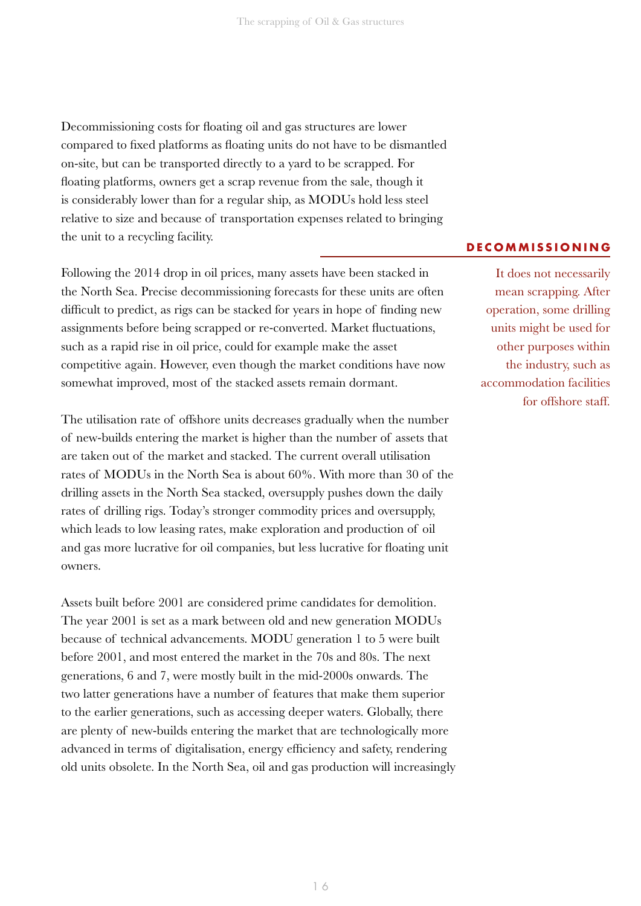Decommissioning costs for floating oil and gas structures are lower compared to fixed platforms as floating units do not have to be dismantled on-site, but can be transported directly to a yard to be scrapped. For floating platforms, owners get a scrap revenue from the sale, though it is considerably lower than for a regular ship, as MODUs hold less steel relative to size and because of transportation expenses related to bringing the unit to a recycling facility.

**DECOMMISSIONING**

It does not necessarily mean scrapping. After operation, some drilling units might be used for other purposes within the industry, such as accommodation facilities for offshore staff.

Following the 2014 drop in oil prices, many assets have been stacked in the North Sea. Precise decommissioning forecasts for these units are often difficult to predict, as rigs can be stacked for years in hope of finding new assignments before being scrapped or re-converted. Market fluctuations, such as a rapid rise in oil price, could for example make the asset competitive again. However, even though the market conditions have now somewhat improved, most of the stacked assets remain dormant.

The utilisation rate of offshore units decreases gradually when the number of new-builds entering the market is higher than the number of assets that are taken out of the market and stacked. The current overall utilisation rates of MODUs in the North Sea is about 60%. With more than 30 of the drilling assets in the North Sea stacked, oversupply pushes down the daily rates of drilling rigs. Today's stronger commodity prices and oversupply, which leads to low leasing rates, make exploration and production of oil and gas more lucrative for oil companies, but less lucrative for floating unit owners.

Assets built before 2001 are considered prime candidates for demolition. The year 2001 is set as a mark between old and new generation MODUs because of technical advancements. MODU generation 1 to 5 were built before 2001, and most entered the market in the 70s and 80s. The next generations, 6 and 7, were mostly built in the mid-2000s onwards. The two latter generations have a number of features that make them superior to the earlier generations, such as accessing deeper waters. Globally, there are plenty of new-builds entering the market that are technologically more advanced in terms of digitalisation, energy efficiency and safety, rendering old units obsolete. In the North Sea, oil and gas production will increasingly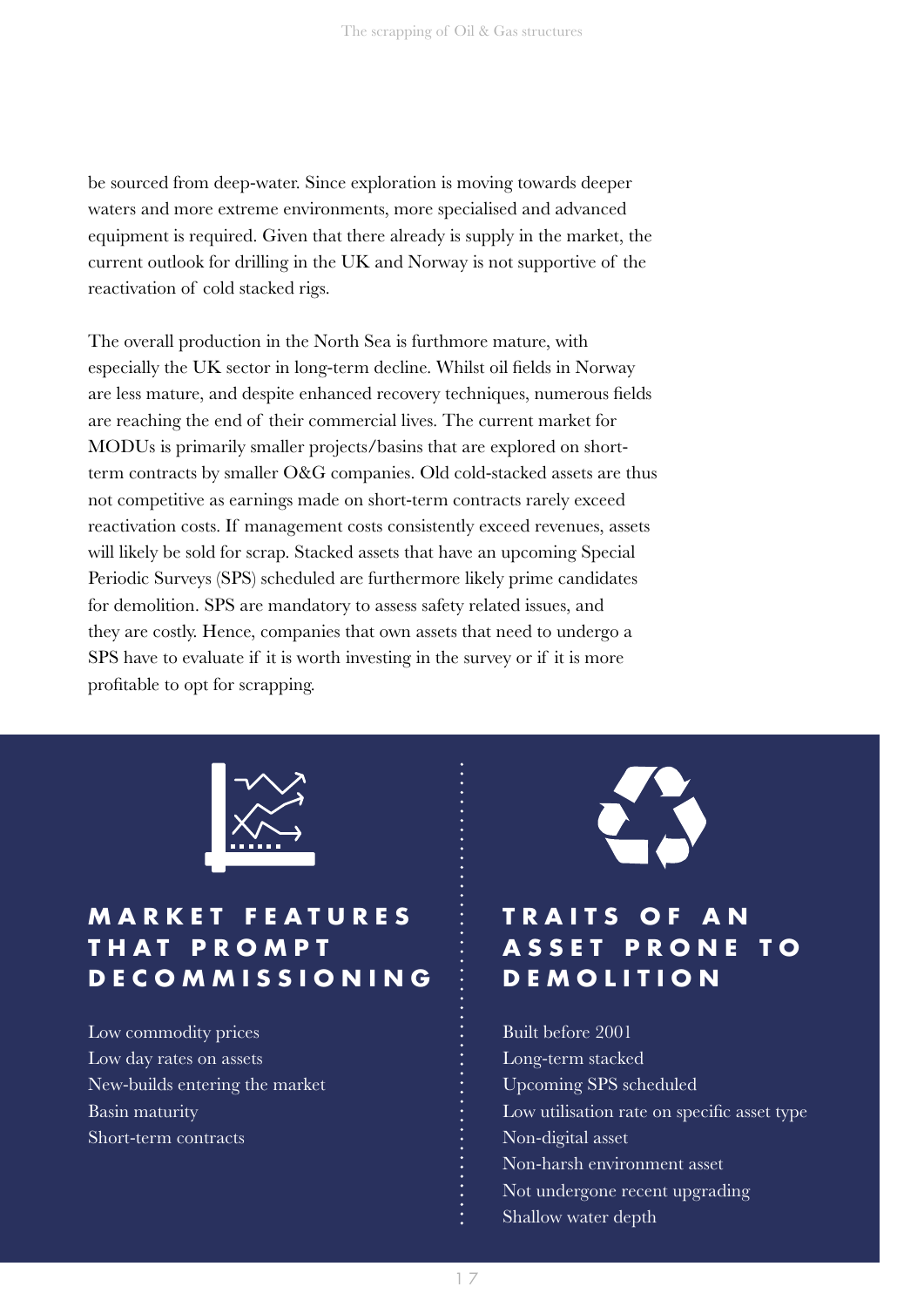be sourced from deep-water. Since exploration is moving towards deeper waters and more extreme environments, more specialised and advanced equipment is required. Given that there already is supply in the market, the current outlook for drilling in the UK and Norway is not supportive of the reactivation of cold stacked rigs.

The overall production in the North Sea is furthermore mature, with especially the UK sector in long-term decline. Whilst oil fields in Norway are less mature, and despite enhanced recovery techniques, numerous fields are reaching the end of their commercial lives. The current market for MODUs is primarily smaller projects/basins that are explored on short-term contracts by smaller O&G companies. Old cold-stacked assets are thus not competitive as earnings made on short-term contracts rarely exceed reactivation costs. If management costs consistently exceed revenues, assets will likely be sold for scrap. Stacked assets that have an upcoming Special Periodic Surveys (SPS) scheduled are furthermore likely prime candidates for demolition. SPS are mandatory to assess safety related issues, and they are costly. Hence, companies that own assets that need to undergo a SPS have to evaluate if it is worth investing in the survey or if it is more profitable to opt for scrapping.

## MARKET FEATURES THAT PROMPT DECOMMISSIONING

- Low commodity prices
- Low day rates on assets
- New-builds entering the market
- Basin maturity
- Short-term contracts

## TRAITS OF AN ASSET PRONE TO DEMOLITION

- Built before 2001
- Long-term stacked
- Upcoming SPS scheduled
- Low utilisation rate on specific asset type
- Non-digital asset
- Non-harsh environment asset
- Not undergone recent upgrading
- Shallow water depth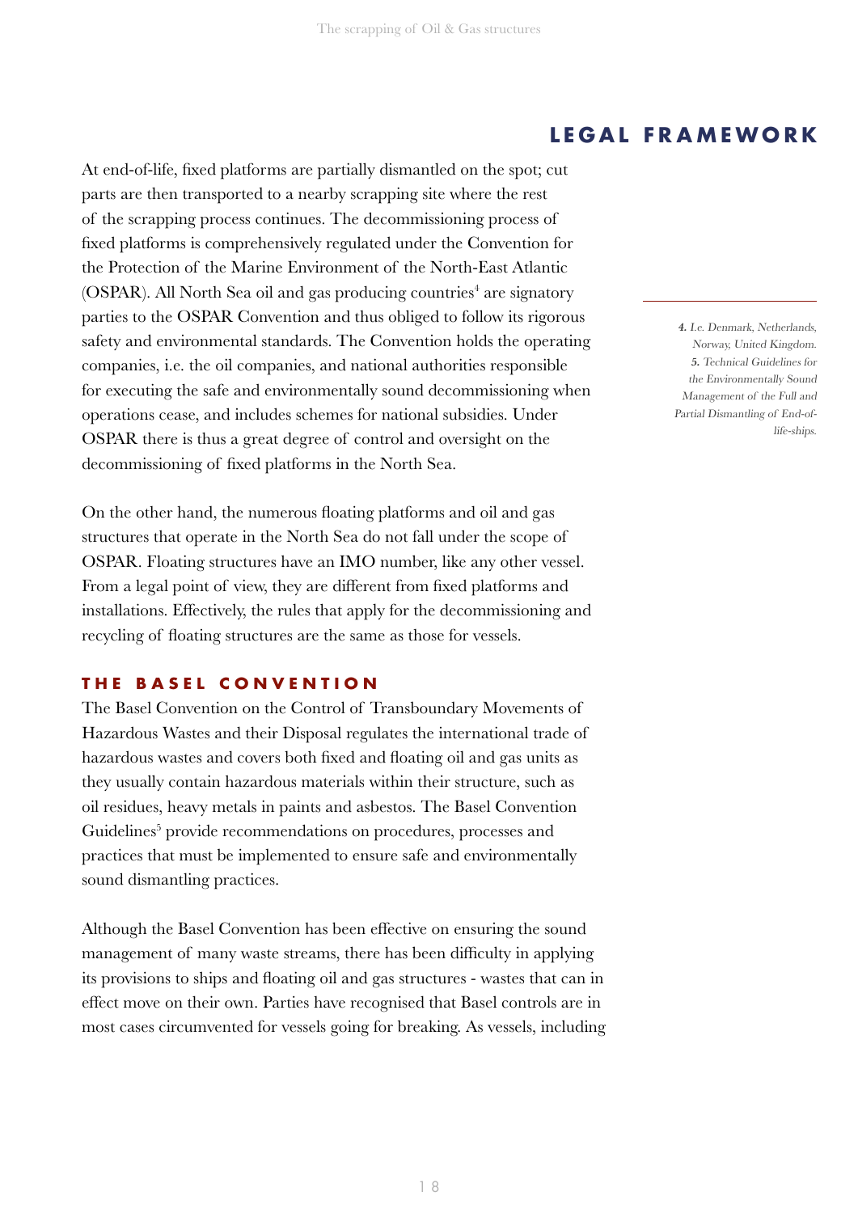## LEGAL FRAMEWORK

At end-of-life, fixed platforms are partially dismantled on the spot; cut parts are then transported to a nearby scrapping site where the rest of the scrapping process continues. The decommissioning process of fixed platforms is comprehensively regulated under the Convention for the Protection of the Marine Environment of the North-East Atlantic (OSPAR). All North Sea oil and gas producing countries[4] are signatory parties to the OSPAR Convention and thus obliged to follow its rigorous safety and environmental standards. The Convention holds the operating companies, i.e. the oil companies, and national authorities responsible for executing the safe and environmentally sound decommissioning when operations cease, and includes schemes for national subsidies. Under OSPAR there is thus a great degree of control and oversight on the decommissioning of fixed platforms in the North Sea.

On the other hand, the numerous floating platforms and oil and gas structures that operate in the North Sea do not fall under the scope of OSPAR. Floating structures have an IMO number, like any other vessel. From a legal point of view, they are different from fixed platforms and installations. Effectively, the rules that apply for the decommissioning and recycling of floating structures are the same as those for vessels.

### THE BASEL CONVENTION

The Basel Convention on the Control of Transboundary Movements of Hazardous Wastes and their Disposal regulates the international trade of hazardous wastes and covers both fixed and floating oil and gas units as they usually contain hazardous materials within their structure, such as oil residues, heavy metals in paints and asbestos. The Basel Convention Guidelines[5] provide recommendations on procedures, processes and practices that must be implemented to ensure safe and environmentally sound dismantling practices.

Although the Basel Convention has been effective on ensuring the sound management of many waste streams, there has been difficulty in applying its provisions to ships and floating oil and gas structures - wastes that can in effect move on their own. Parties have recognised that Basel controls are in most cases circumvented for vessels going for breaking. As vessels, including

*4. I.e. Denmark, Netherlands, Norway, United Kingdom.*
*5. Technical Guidelines for the Environmentally Sound Management of the Full and Partial Dismantling of End-of-life-ships.*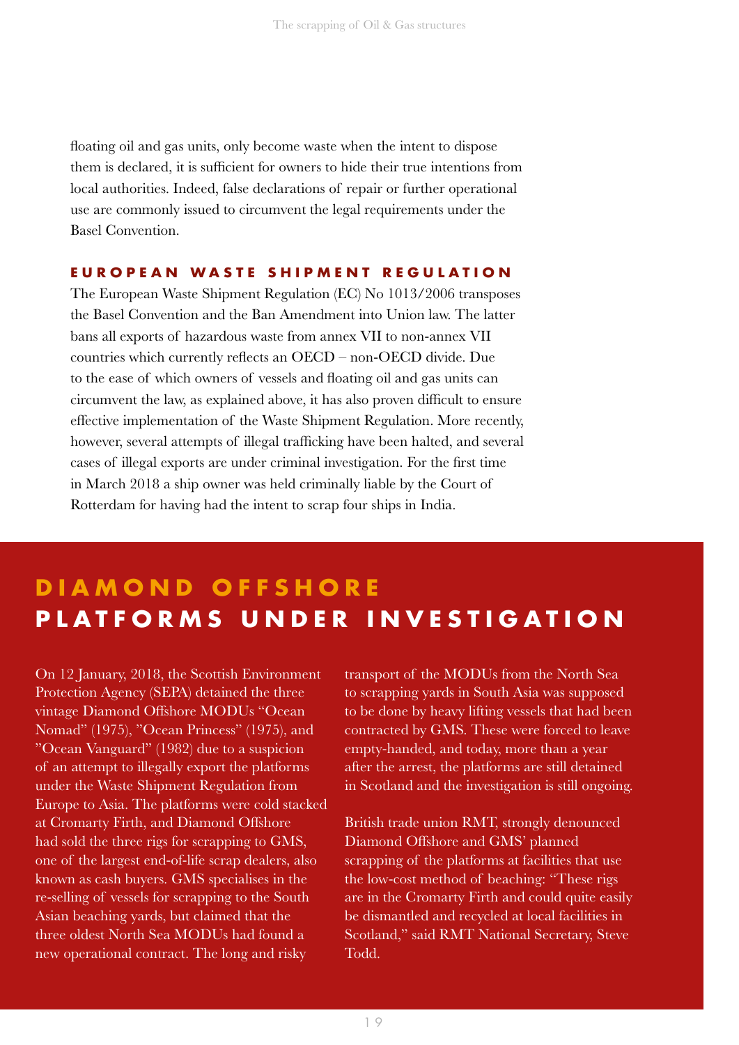floating oil and gas units, only become waste when the intent to dispose them is declared, it is sufficient for owners to hide their true intentions from local authorities. Indeed, false declarations of repair or further operational use are commonly issued to circumvent the legal requirements under the Basel Convention.

### EUROPEAN WASTE SHIPMENT REGULATION

The European Waste Shipment Regulation (EC) No 1013/2006 transposes the Basel Convention and the Ban Amendment into Union law. The latter bans all exports of hazardous waste from annex VII to non-annex VII countries which currently reflects an OECD – non-OECD divide. Due to the ease of which owners of vessels and floating oil and gas units can circumvent the law, as explained above, it has also proven difficult to ensure effective implementation of the Waste Shipment Regulation. More recently, however, several attempts of illegal trafficking have been halted, and several cases of illegal exports are under criminal investigation. For the first time in March 2018 a ship owner was held criminally liable by the Court of Rotterdam for having had the intent to scrap four ships in India.

## DIAMOND OFFSHORE PLATFORMS UNDER INVESTIGATION

On 12 January, 2018, the Scottish Environment Protection Agency (SEPA) detained the three vintage Diamond Offshore MODUs "Ocean Nomad" (1975), "Ocean Princess" (1975), and "Ocean Vanguard" (1982) due to a suspicion of an attempt to illegally export the platforms under the Waste Shipment Regulation from Europe to Asia. The platforms were cold stacked at Cromarty Firth, and Diamond Offshore had sold the three rigs for scrapping to GMS, one of the largest end-of-life scrap dealers, also known as cash buyers. GMS specialises in the re-selling of vessels for scrapping to the South Asian beaching yards, but claimed that the three oldest North Sea MODUs had found a new operational contract. The long and risky transport of the MODUs from the North Sea to scrapping yards in South Asia was supposed to be done by heavy lifting vessels that had been contracted by GMS. These were forced to leave empty-handed, and today, more than a year after the arrest, the platforms are still detained in Scotland and the investigation is still ongoing.

British trade union RMT, strongly denounced Diamond Offshore and GMS' planned scrapping of the platforms at facilities that use the low-cost method of beaching: "These rigs are in the Cromarty Firth and could quite easily be dismantled and recycled at local facilities in Scotland," said RMT National Secretary, Steve Todd.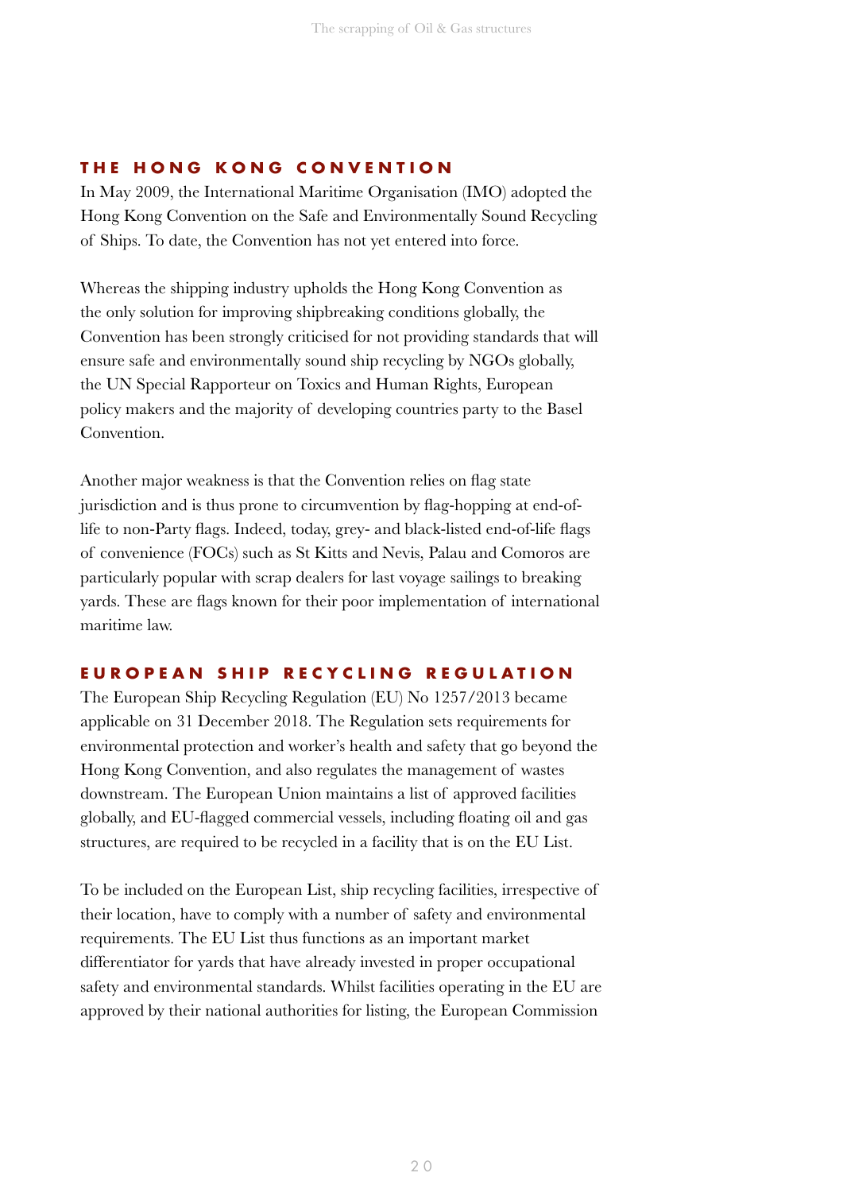## THE HONG KONG CONVENTION

In May 2009, the International Maritime Organisation (IMO) adopted the Hong Kong Convention on the Safe and Environmentally Sound Recycling of Ships. To date, the Convention has not yet entered into force.

Whereas the shipping industry upholds the Hong Kong Convention as the only solution for improving shipbreaking conditions globally, the Convention has been strongly criticised for not providing standards that will ensure safe and environmentally sound ship recycling by NGOs globally, the UN Special Rapporteur on Toxics and Human Rights, European policy makers and the majority of developing countries party to the Basel Convention.

Another major weakness is that the Convention relies on flag state jurisdiction and is thus prone to circumvention by flag-hopping at end-of-life to non-Party flags. Indeed, today, grey- and black-listed end-of-life flags of convenience (FOCs) such as St Kitts and Nevis, Palau and Comoros are particularly popular with scrap dealers for last voyage sailings to breaking yards. These are flags known for their poor implementation of international maritime law.

## EUROPEAN SHIP RECYCLING REGULATION

The European Ship Recycling Regulation (EU) No 1257/2013 became applicable on 31 December 2018. The Regulation sets requirements for environmental protection and worker's health and safety that go beyond the Hong Kong Convention, and also regulates the management of wastes downstream. The European Union maintains a list of approved facilities globally, and EU-flagged commercial vessels, including floating oil and gas structures, are required to be recycled in a facility that is on the EU List.

To be included on the European List, ship recycling facilities, irrespective of their location, have to comply with a number of safety and environmental requirements. The EU List thus functions as an important market differentiator for yards that have already invested in proper occupational safety and environmental standards. Whilst facilities operating in the EU are approved by their national authorities for listing, the European Commission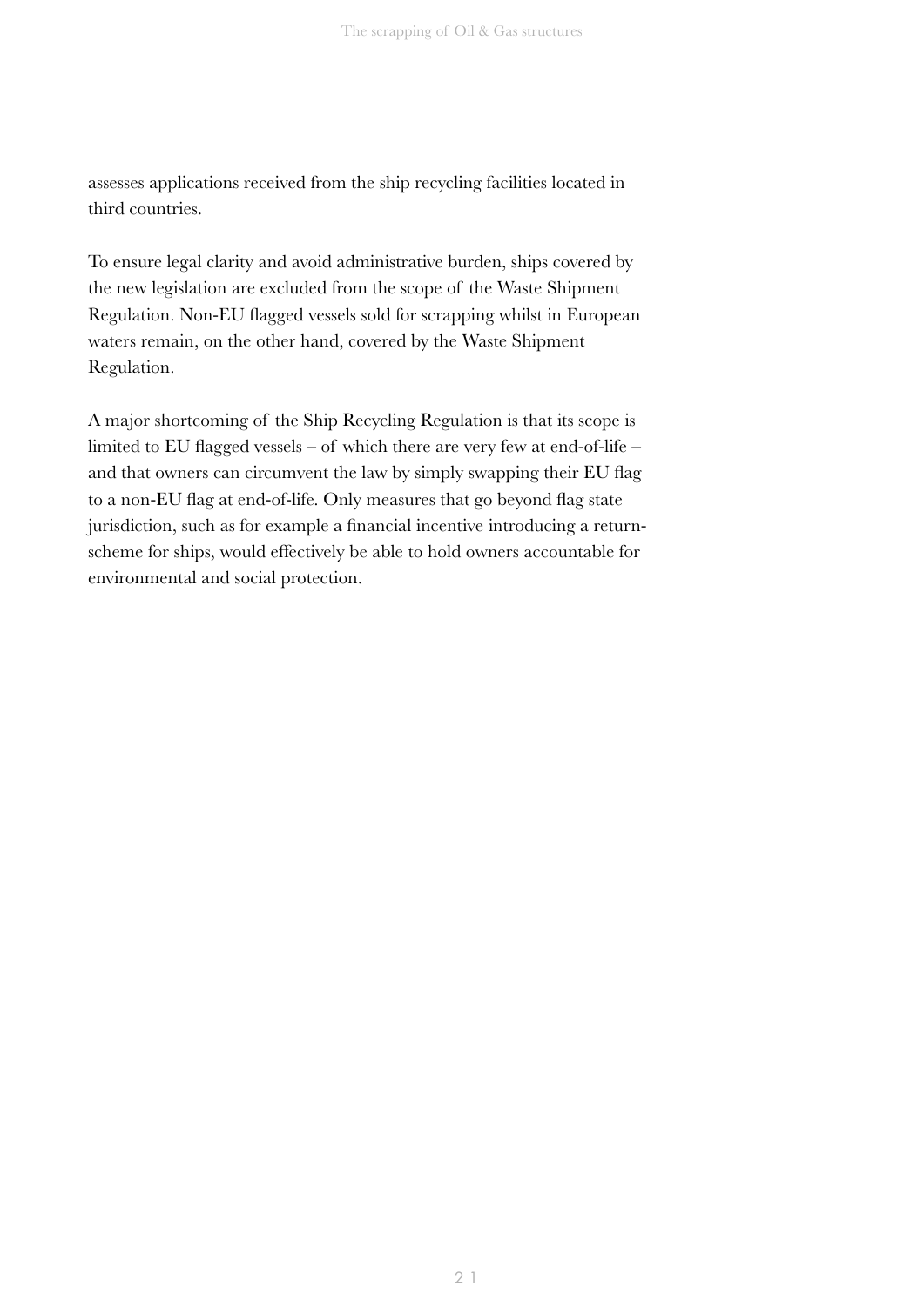assesses applications received from the ship recycling facilities located in third countries.

To ensure legal clarity and avoid administrative burden, ships covered by the new legislation are excluded from the scope of the Waste Shipment Regulation. Non-EU flagged vessels sold for scrapping whilst in European waters remain, on the other hand, covered by the Waste Shipment Regulation.

A major shortcoming of the Ship Recycling Regulation is that its scope is limited to EU flagged vessels – of which there are very few at end-of-life – and that owners can circumvent the law by simply swapping their EU flag to a non-EU flag at end-of-life. Only measures that go beyond flag state jurisdiction, such as for example a financial incentive introducing a return-scheme for ships, would effectively be able to hold owners accountable for environmental and social protection.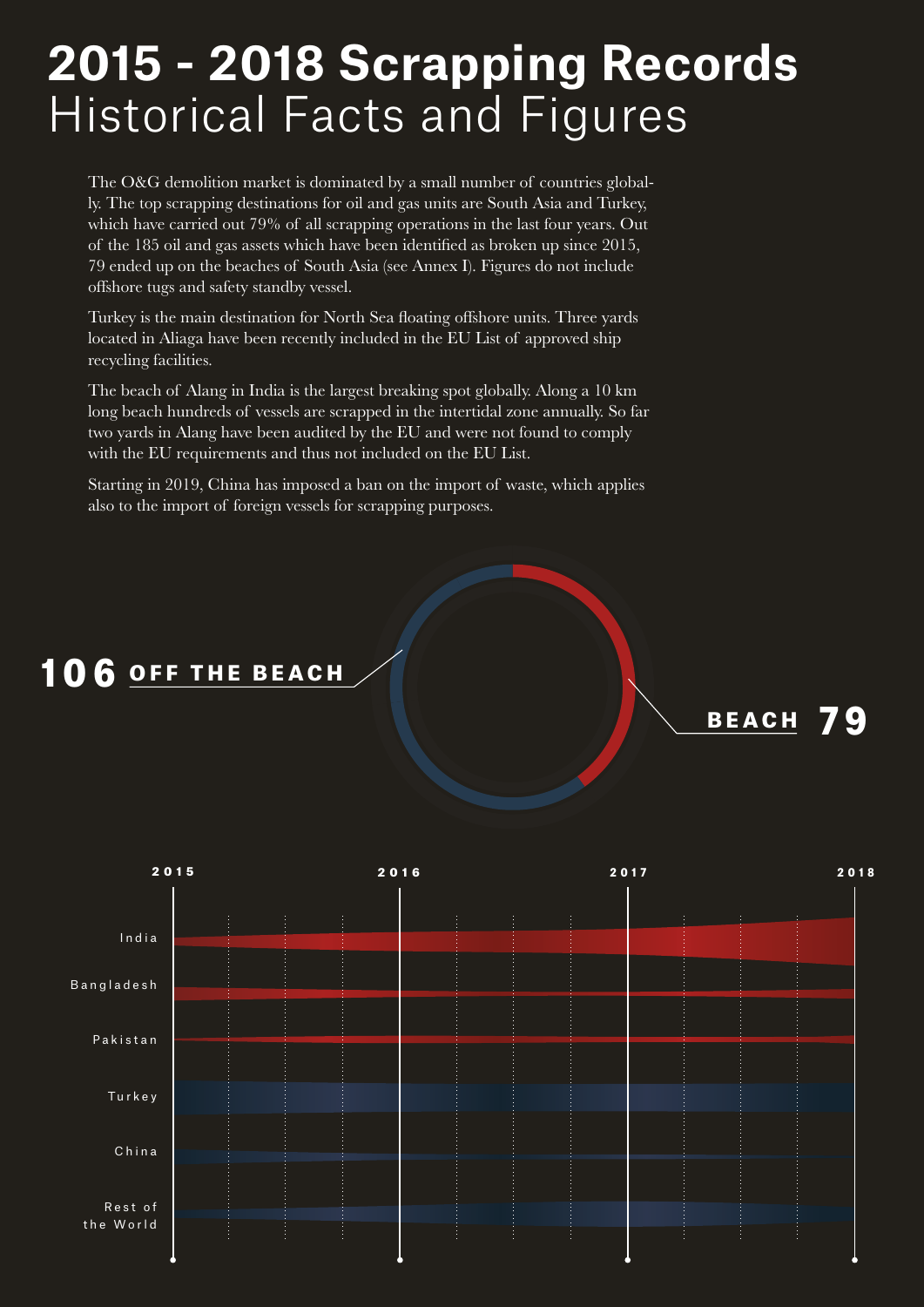# 2015 - 2018 Scrapping Records
## Historical Facts and Figures

The O&G demolition market is dominated by a small number of countries globally. The top scrapping destinations for oil and gas units are South Asia and Turkey, which have carried out 79% of all scrapping operations in the last four years. Out of the 185 oil and gas assets which have been identified as broken up since 2015, 79 ended up on the beaches of South Asia (see Annex I). Figures do not include offshore tugs and safety standby vessel.

Turkey is the main destination for North Sea floating offshore units. Three yards located in Aliaga have been recently included in the EU List of approved ship recycling facilities.

The beach of Alang in India is the largest breaking spot globally. Along a 10 km long beach hundreds of vessels are scrapped in the intertidal zone annually. So far two yards in Alang have been audited by the EU and were not found to comply with the EU requirements and thus not included on the EU List.

Starting in 2019, China has imposed a ban on the import of waste, which applies also to the import of foreign vessels for scrapping purposes.

**106 OFF THE BEACH**

**BEACH 79**

2015 | 2016 | 2017 | 2018

India

Bangladesh

Pakistan

Turkey

China

Rest of the World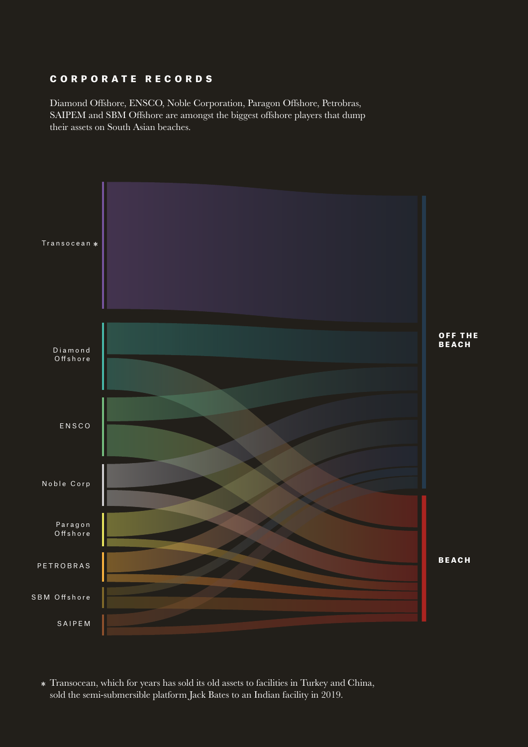## CORPORATE RECORDS

Diamond Offshore, ENSCO, Noble Corporation, Paragon Offshore, Petrobras, SAIPEM and SBM Offshore are amongst the biggest offshore players that dump their assets on South Asian beaches.

Transocean *

Diamond Offshore

ENSCO

Noble Corp

Paragon Offshore

PETROBRAS

SBM Offshore

SAIPEM

OFF THE BEACH

BEACH

* Transocean, which for years has sold its old assets to facilities in Turkey and China, sold the semi-submersible platform Jack Bates to an Indian facility in 2019.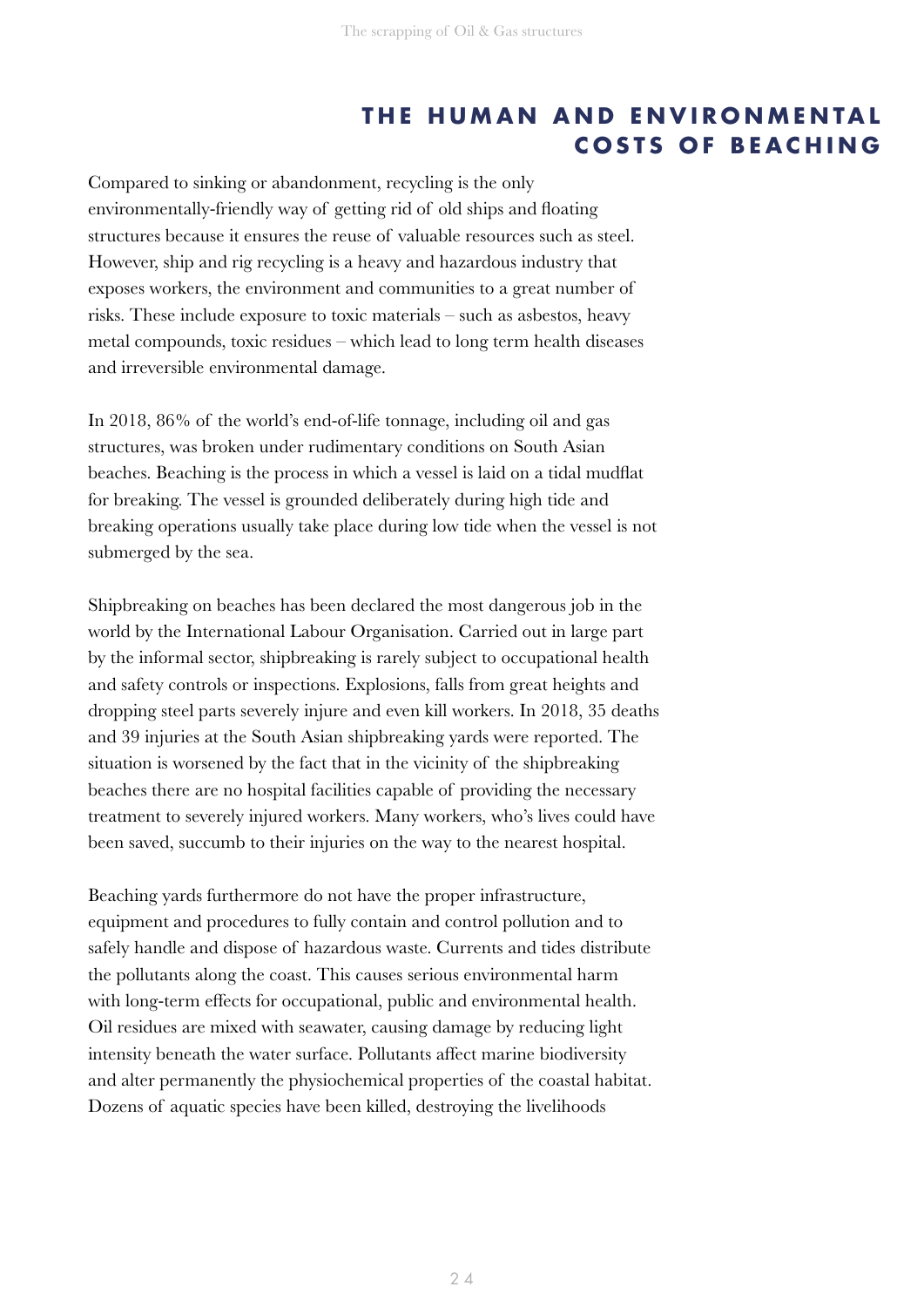## THE HUMAN AND ENVIRONMENTAL COSTS OF BEACHING

Compared to sinking or abandonment, recycling is the only environmentally-friendly way of getting rid of old ships and floating structures because it ensures the reuse of valuable resources such as steel. However, ship and rig recycling is a heavy and hazardous industry that exposes workers, the environment and communities to a great number of risks. These include exposure to toxic materials – such as asbestos, heavy metal compounds, toxic residues – which lead to long term health diseases and irreversible environmental damage.

In 2018, 86% of the world's end-of-life tonnage, including oil and gas structures, was broken under rudimentary conditions on South Asian beaches. Beaching is the process in which a vessel is laid on a tidal mudflat for breaking. The vessel is grounded deliberately during high tide and breaking operations usually take place during low tide when the vessel is not submerged by the sea.

Shipbreaking on beaches has been declared the most dangerous job in the world by the International Labour Organisation. Carried out in large part by the informal sector, shipbreaking is rarely subject to occupational health and safety controls or inspections. Explosions, falls from great heights and dropping steel parts severely injure and even kill workers. In 2018, 35 deaths and 39 injuries at the South Asian shipbreaking yards were reported. The situation is worsened by the fact that in the vicinity of the shipbreaking beaches there are no hospital facilities capable of providing the necessary treatment to severely injured workers. Many workers, who's lives could have been saved, succumb to their injuries on the way to the nearest hospital.

Beaching yards furthermore do not have the proper infrastructure, equipment and procedures to fully contain and control pollution and to safely handle and dispose of hazardous waste. Currents and tides distribute the pollutants along the coast. This causes serious environmental harm with long-term effects for occupational, public and environmental health. Oil residues are mixed with seawater, causing damage by reducing light intensity beneath the water surface. Pollutants affect marine biodiversity and alter permanently the physiochemical properties of the coastal habitat. Dozens of aquatic species have been killed, destroying the livelihoods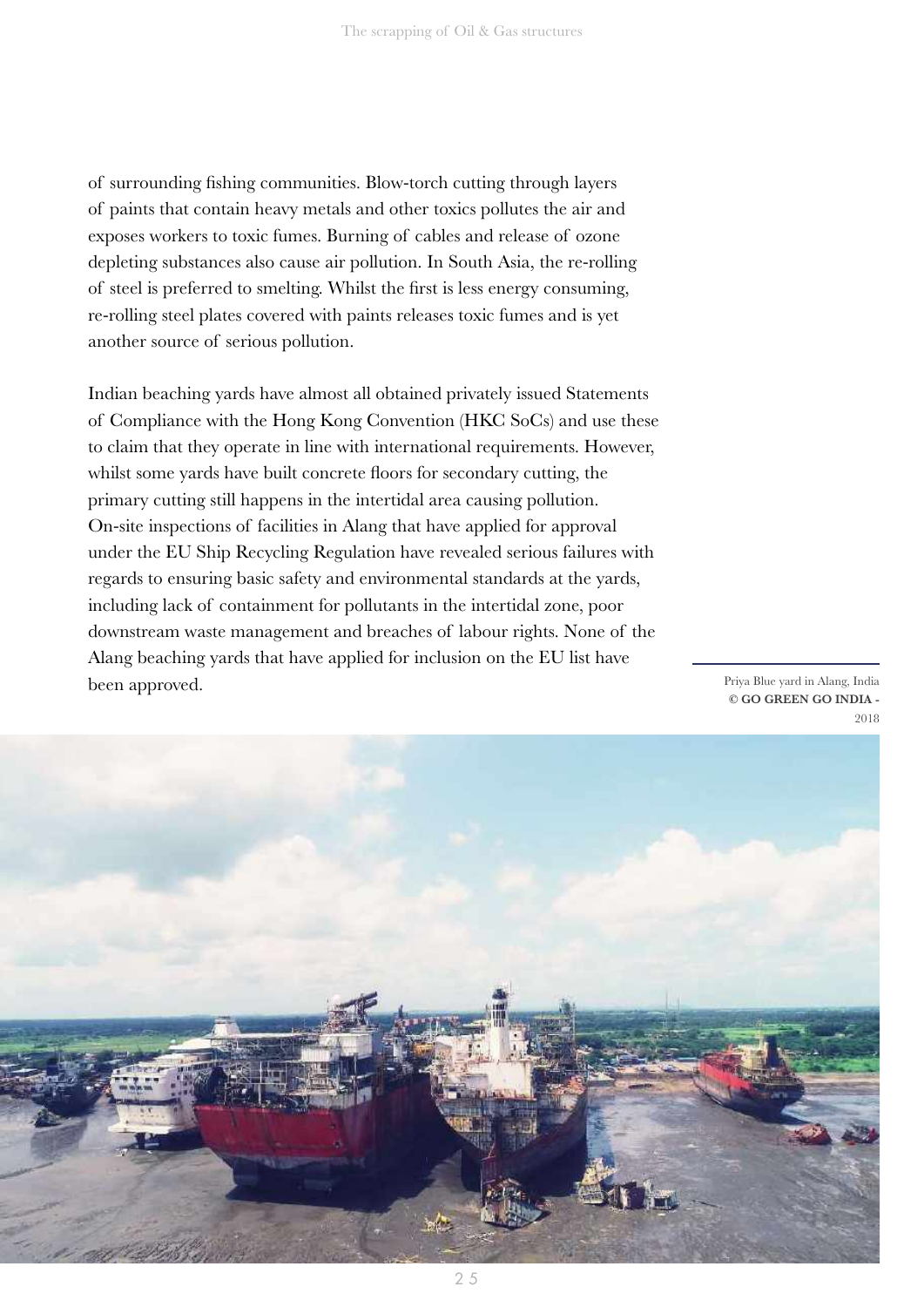of surrounding fishing communities. Blow-torch cutting through layers of paints that contain heavy metals and other toxics pollutes the air and exposes workers to toxic fumes. Burning of cables and release of ozone depleting substances also cause air pollution. In South Asia, the re-rolling of steel is preferred to smelting. Whilst the first is less energy consuming, re-rolling steel plates covered with paints releases toxic fumes and is yet another source of serious pollution.

Indian beaching yards have almost all obtained privately issued Statements of Compliance with the Hong Kong Convention (HKC SoCs) and use these to claim that they operate in line with international requirements. However, whilst some yards have built concrete floors for secondary cutting, the primary cutting still happens in the intertidal area causing pollution. On-site inspections of facilities in Alang that have applied for approval under the EU Ship Recycling Regulation have revealed serious failures with regards to ensuring basic safety and environmental standards at the yards, including lack of containment for pollutants in the intertidal zone, poor downstream waste management and breaches of labour rights. None of the Alang beaching yards that have applied for inclusion on the EU list have been approved.

Priya Blue yard in Alang, India
**© GO GREEN GO INDIA -** 2018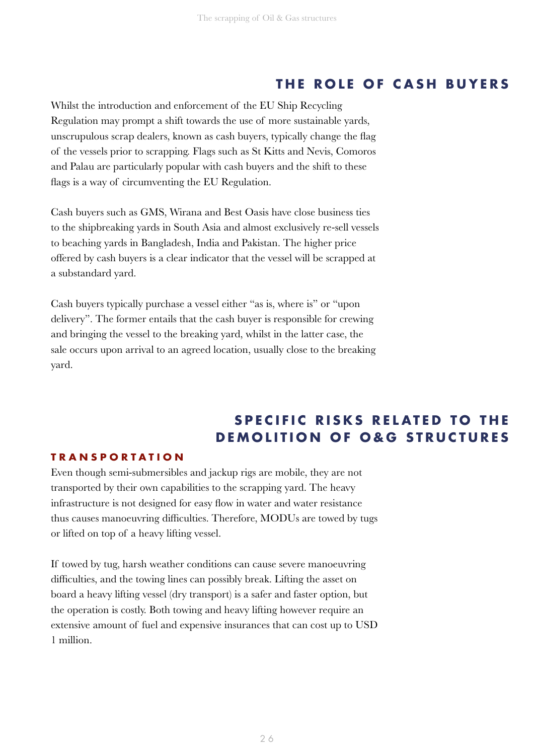## THE ROLE OF CASH BUYERS

Whilst the introduction and enforcement of the EU Ship Recycling Regulation may prompt a shift towards the use of more sustainable yards, unscrupulous scrap dealers, known as cash buyers, typically change the flag of the vessels prior to scrapping. Flags such as St Kitts and Nevis, Comoros and Palau are particularly popular with cash buyers and the shift to these flags is a way of circumventing the EU Regulation.

Cash buyers such as GMS, Wirana and Best Oasis have close business ties to the shipbreaking yards in South Asia and almost exclusively re-sell vessels to beaching yards in Bangladesh, India and Pakistan. The higher price offered by cash buyers is a clear indicator that the vessel will be scrapped at a substandard yard.

Cash buyers typically purchase a vessel either "as is, where is" or "upon delivery". The former entails that the cash buyer is responsible for crewing and bringing the vessel to the breaking yard, whilst in the latter case, the sale occurs upon arrival to an agreed location, usually close to the breaking yard.

## SPECIFIC RISKS RELATED TO THE DEMOLITION OF O&G STRUCTURES

### TRANSPORTATION

Even though semi-submersibles and jackup rigs are mobile, they are not transported by their own capabilities to the scrapping yard. The heavy infrastructure is not designed for easy flow in water and water resistance thus causes manoeuvring difficulties. Therefore, MODUs are towed by tugs or lifted on top of a heavy lifting vessel.

If towed by tug, harsh weather conditions can cause severe manoeuvring difficulties, and the towing lines can possibly break. Lifting the asset on board a heavy lifting vessel (dry transport) is a safer and faster option, but the operation is costly. Both towing and heavy lifting however require an extensive amount of fuel and expensive insurances that can cost up to USD 1 million.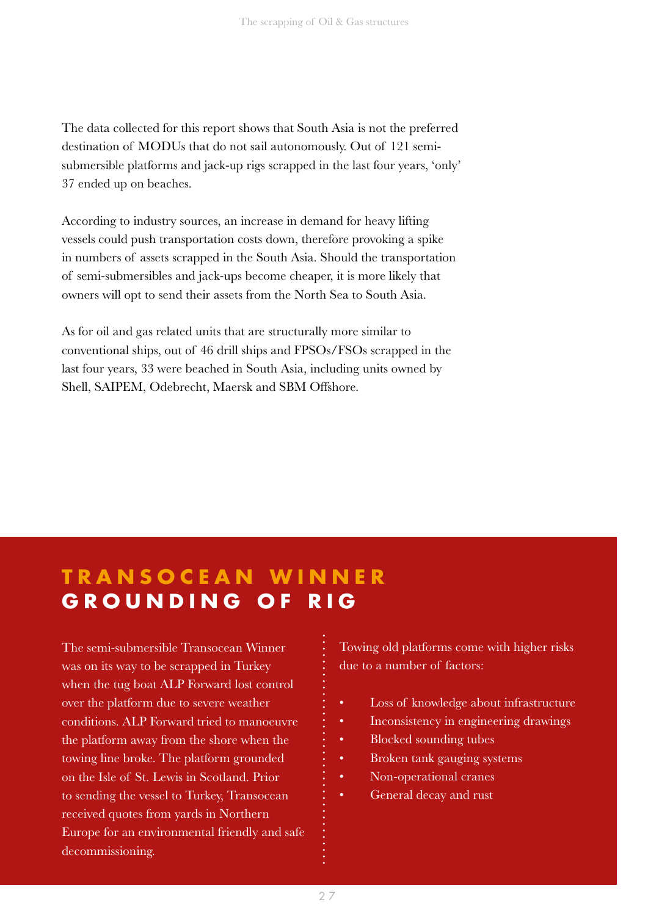The data collected for this report shows that South Asia is not the preferred destination of MODUs that do not sail autonomously. Out of 121 semi-submersible platforms and jack-up rigs scrapped in the last four years, 'only' 37 ended up on beaches.

According to industry sources, an increase in demand for heavy lifting vessels could push transportation costs down, therefore provoking a spike in numbers of assets scrapped in the South Asia. Should the transportation of semi-submersibles and jack-ups become cheaper, it is more likely that owners will opt to send their assets from the North Sea to South Asia.

As for oil and gas related units that are structurally more similar to conventional ships, out of 46 drill ships and FPSOs/FSOs scrapped in the last four years, 33 were beached in South Asia, including units owned by Shell, SAIPEM, Odebrecht, Maersk and SBM Offshore.

## TRANSOCEAN WINNER
## GROUNDING OF RIG

The semi-submersible Transocean Winner was on its way to be scrapped in Turkey when the tug boat ALP Forward lost control over the platform due to severe weather conditions. ALP Forward tried to manoeuvre the platform away from the shore when the towing line broke. The platform grounded on the Isle of St. Lewis in Scotland. Prior to sending the vessel to Turkey, Transocean received quotes from yards in Northern Europe for an environmental friendly and safe decommissioning.

Towing old platforms come with higher risks due to a number of factors:

- Loss of knowledge about infrastructure
- Inconsistency in engineering drawings
- Blocked sounding tubes
- Broken tank gauging systems
- Non-operational cranes
- General decay and rust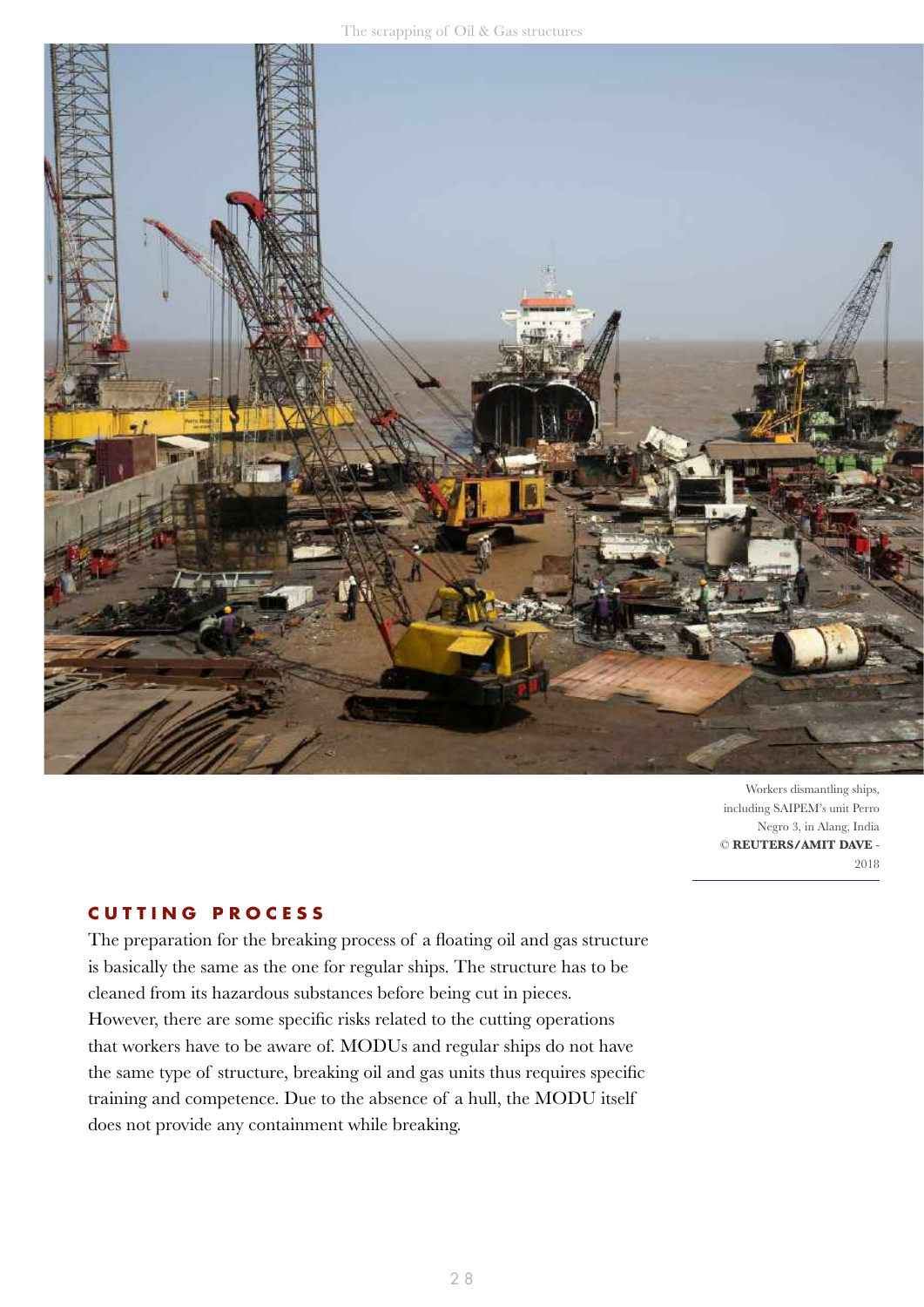Workers dismantling ships, including SAIPEM's unit Perro Negro 3, in Alang, India
© **REUTERS/AMIT DAVE** - 2018

## CUTTING PROCESS

The preparation for the breaking process of a floating oil and gas structure is basically the same as the one for regular ships. The structure has to be cleaned from its hazardous substances before being cut in pieces. However, there are some specific risks related to the cutting operations that workers have to be aware of. MODUs and regular ships do not have the same type of structure, breaking oil and gas units thus requires specific training and competence. Due to the absence of a hull, the MODU itself does not provide any containment while breaking.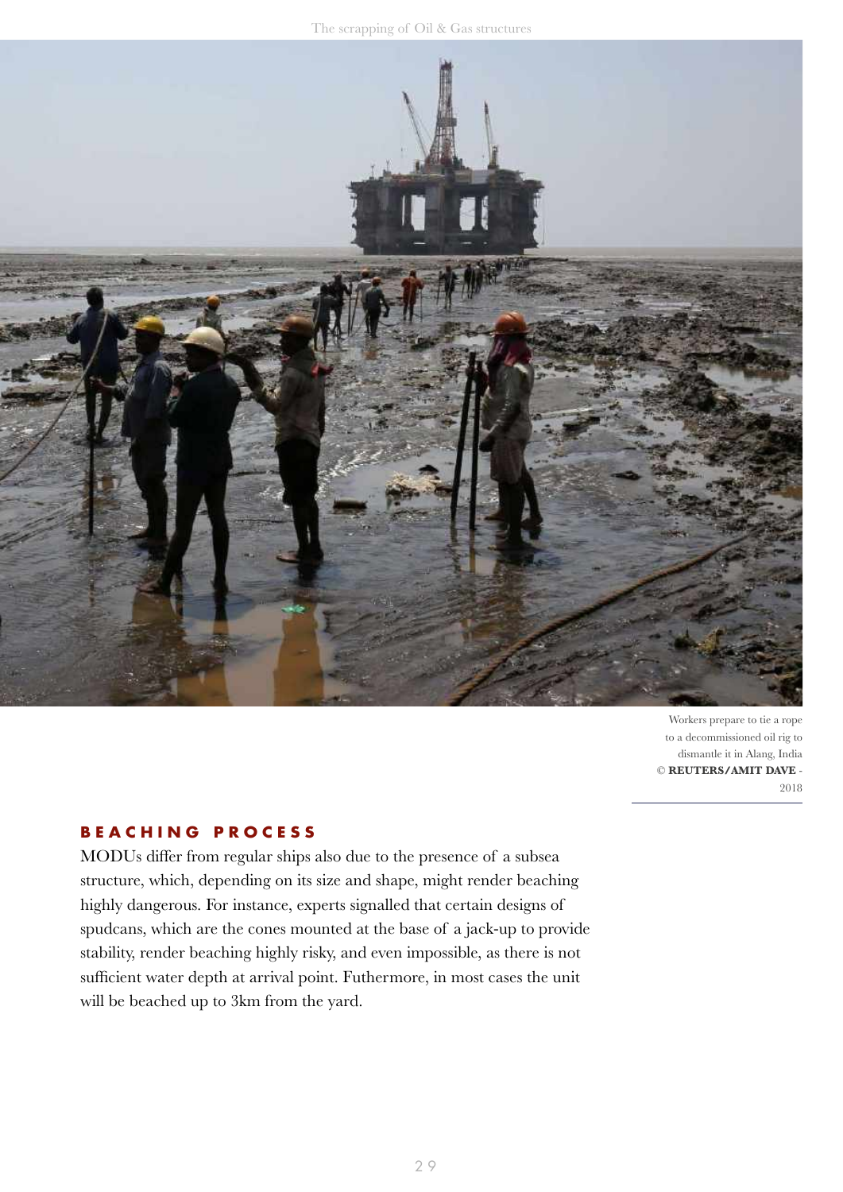Workers prepare to tie a rope to a decommissioned oil rig to dismantle it in Alang, India
© **REUTERS/AMIT DAVE** - 2018

## BEACHING PROCESS

MODUs differ from regular ships also due to the presence of a subsea structure, which, depending on its size and shape, might render beaching highly dangerous. For instance, experts signalled that certain designs of spudcans, which are the cones mounted at the base of a jack-up to provide stability, render beaching highly risky, and even impossible, as there is not sufficient water depth at arrival point. Futhermore, in most cases the unit will be beached up to 3km from the yard.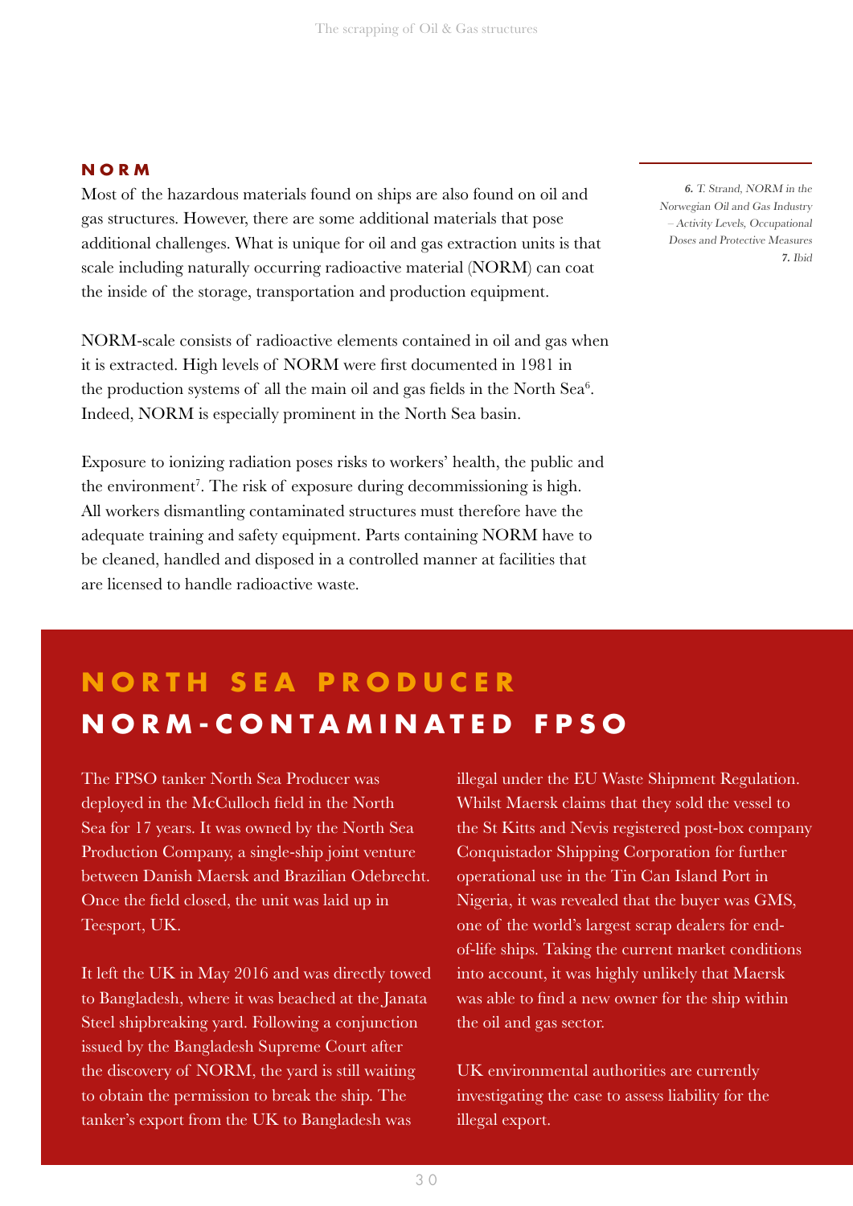## NORM

Most of the hazardous materials found on ships are also found on oil and gas structures. However, there are some additional materials that pose additional challenges. What is unique for oil and gas extraction units is that scale including naturally occurring radioactive material (NORM) can coat the inside of the storage, transportation and production equipment.

NORM-scale consists of radioactive elements contained in oil and gas when it is extracted. High levels of NORM were first documented in 1981 in the production systems of all the main oil and gas fields in the North Sea[6]. Indeed, NORM is especially prominent in the North Sea basin.

Exposure to ionizing radiation poses risks to workers' health, the public and the environment[7]. The risk of exposure during decommissioning is high. All workers dismantling contaminated structures must therefore have the adequate training and safety equipment. Parts containing NORM have to be cleaned, handled and disposed in a controlled manner at facilities that are licensed to handle radioactive waste.

*__6.__ T. Strand, NORM in the Norwegian Oil and Gas Industry – Activity Levels, Occupational Doses and Protective Measures*
*__7.__ Ibid*

## NORTH SEA PRODUCER
## NORM-CONTAMINATED FPSO

The FPSO tanker North Sea Producer was deployed in the McCulloch field in the North Sea for 17 years. It was owned by the North Sea Production Company, a single-ship joint venture between Danish Maersk and Brazilian Odebrecht. Once the field closed, the unit was laid up in Teesport, UK.

It left the UK in May 2016 and was directly towed to Bangladesh, where it was beached at the Janata Steel shipbreaking yard. Following a conjunction issued by the Bangladesh Supreme Court after the discovery of NORM, the yard is still waiting to obtain the permission to break the ship. The tanker's export from the UK to Bangladesh was illegal under the EU Waste Shipment Regulation. Whilst Maersk claims that they sold the vessel to the St Kitts and Nevis registered post-box company Conquistador Shipping Corporation for further operational use in the Tin Can Island Port in Nigeria, it was revealed that the buyer was GMS, one of the world's largest scrap dealers for end-of-life ships. Taking the current market conditions into account, it was highly unlikely that Maersk was able to find a new owner for the ship within the oil and gas sector.

UK environmental authorities are currently investigating the case to assess liability for the illegal export.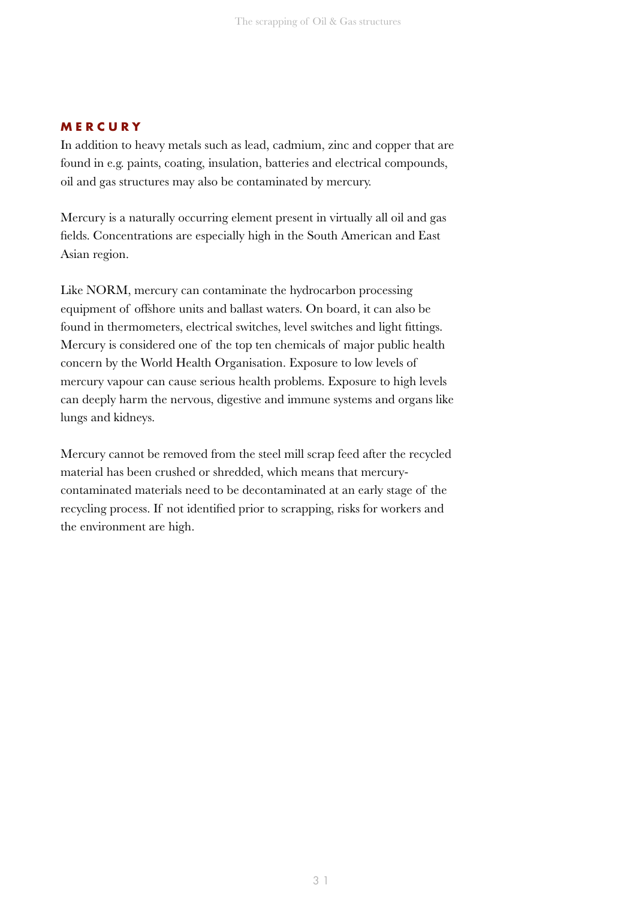## MERCURY

In addition to heavy metals such as lead, cadmium, zinc and copper that are found in e.g. paints, coating, insulation, batteries and electrical compounds, oil and gas structures may also be contaminated by mercury.

Mercury is a naturally occurring element present in virtually all oil and gas fields. Concentrations are especially high in the South American and East Asian region.

Like NORM, mercury can contaminate the hydrocarbon processing equipment of offshore units and ballast waters. On board, it can also be found in thermometers, electrical switches, level switches and light fittings. Mercury is considered one of the top ten chemicals of major public health concern by the World Health Organisation. Exposure to low levels of mercury vapour can cause serious health problems. Exposure to high levels can deeply harm the nervous, digestive and immune systems and organs like lungs and kidneys.

Mercury cannot be removed from the steel mill scrap feed after the recycled material has been crushed or shredded, which means that mercury-contaminated materials need to be decontaminated at an early stage of the recycling process. If not identified prior to scrapping, risks for workers and the environment are high.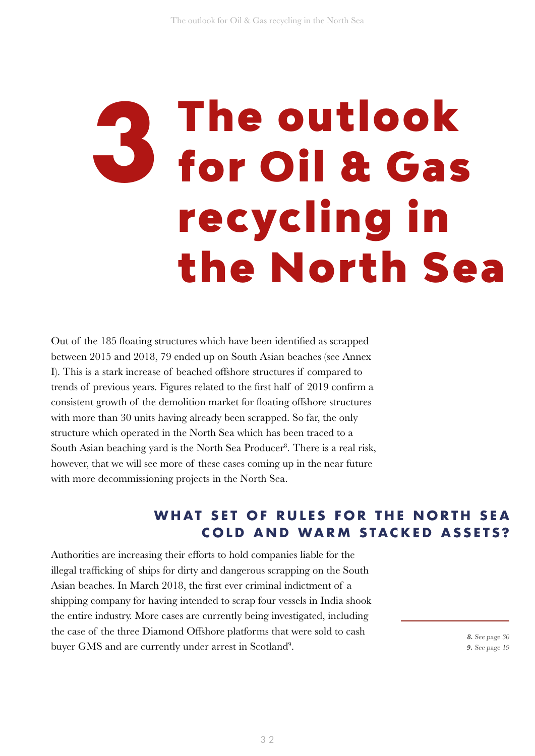# 3 The outlook for Oil & Gas recycling in the North Sea

Out of the 185 floating structures which have been identified as scrapped between 2015 and 2018, 79 ended up on South Asian beaches (see Annex I). This is a stark increase of beached offshore structures if compared to trends of previous years. Figures related to the first half of 2019 confirm a consistent growth of the demolition market for floating offshore structures with more than 30 units having already been scrapped. So far, the only structure which operated in the North Sea which has been traced to a South Asian beaching yard is the North Sea Producer[8]. There is a real risk, however, that we will see more of these cases coming up in the near future with more decommissioning projects in the North Sea.

## WHAT SET OF RULES FOR THE NORTH SEA COLD AND WARM STACKED ASSETS?

Authorities are increasing their efforts to hold companies liable for the illegal trafficking of ships for dirty and dangerous scrapping on the South Asian beaches. In March 2018, the first ever criminal indictment of a shipping company for having intended to scrap four vessels in India shook the entire industry. More cases are currently being investigated, including the case of the three Diamond Offshore platforms that were sold to cash buyer GMS and are currently under arrest in Scotland[9].

***8.*** *See page 30*
***9.*** *See page 19*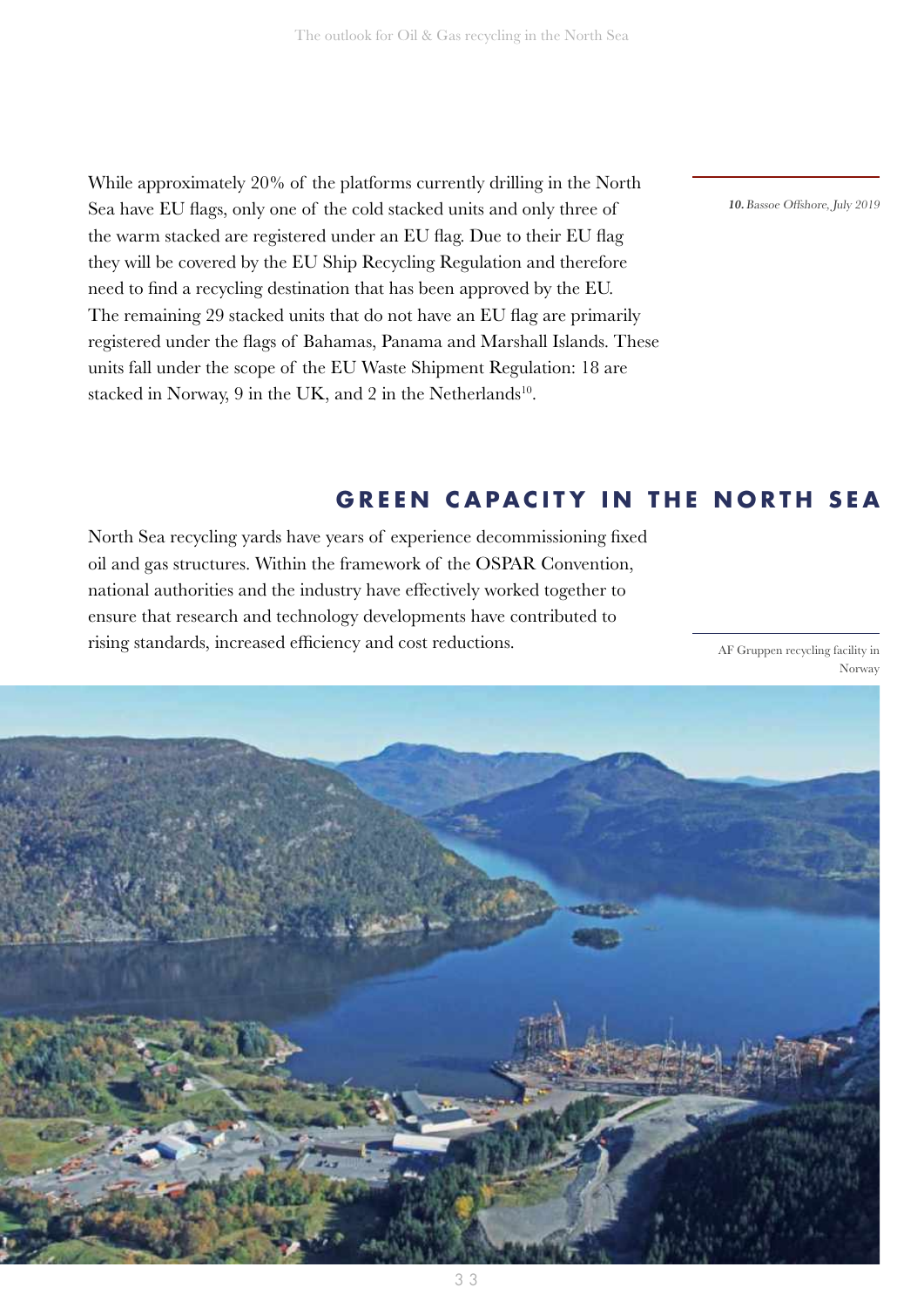While approximately 20% of the platforms currently drilling in the North Sea have EU flags, only one of the cold stacked units and only three of the warm stacked are registered under an EU flag. Due to their EU flag they will be covered by the EU Ship Recycling Regulation and therefore need to find a recycling destination that has been approved by the EU. The remaining 29 stacked units that do not have an EU flag are primarily registered under the flags of Bahamas, Panama and Marshall Islands. These units fall under the scope of the EU Waste Shipment Regulation: 18 are stacked in Norway, 9 in the UK, and 2 in the Netherlands[10].

***10.** Bassoe Offshore, July 2019*

## GREEN CAPACITY IN THE NORTH SEA

North Sea recycling yards have years of experience decommissioning fixed oil and gas structures. Within the framework of the OSPAR Convention, national authorities and the industry have effectively worked together to ensure that research and technology developments have contributed to rising standards, increased efficiency and cost reductions.

AF Gruppen recycling facility in Norway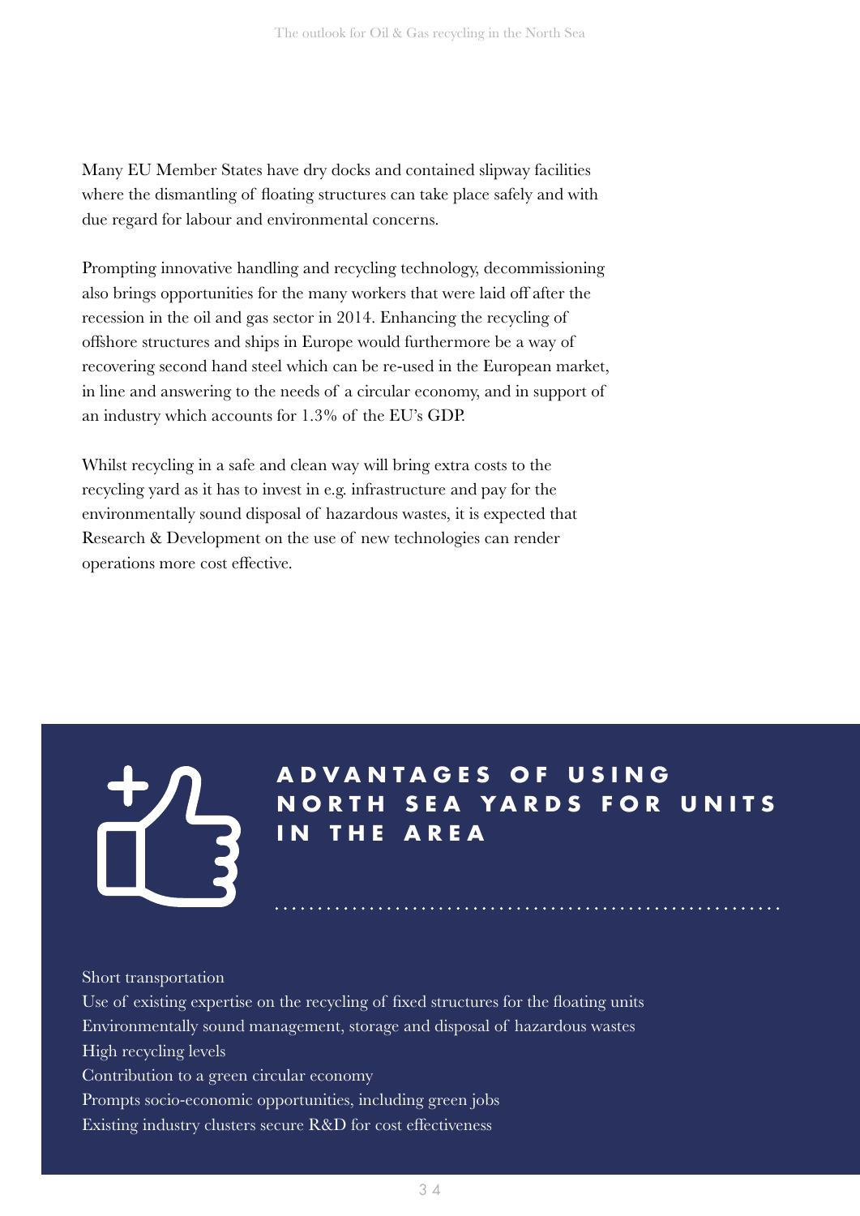Many EU Member States have dry docks and contained slipway facilities where the dismantling of floating structures can take place safely and with due regard for labour and environmental concerns.

Prompting innovative handling and recycling technology, decommissioning also brings opportunities for the many workers that were laid off after the recession in the oil and gas sector in 2014. Enhancing the recycling of offshore structures and ships in Europe would furthermore be a way of recovering second hand steel which can be re-used in the European market, in line and answering to the needs of a circular economy, and in support of an industry which accounts for 1.3% of the EU's GDP.

Whilst recycling in a safe and clean way will bring extra costs to the recycling yard as it has to invest in e.g. infrastructure and pay for the environmentally sound disposal of hazardous wastes, it is expected that Research & Development on the use of new technologies can render operations more cost effective.

## ADVANTAGES OF USING NORTH SEA YARDS FOR UNITS IN THE AREA

Short transportation
Use of existing expertise on the recycling of fixed structures for the floating units
Environmentally sound management, storage and disposal of hazardous wastes
High recycling levels
Contribution to a green circular economy
Prompts socio-economic opportunities, including green jobs
Existing industry clusters secure R&D for cost effectiveness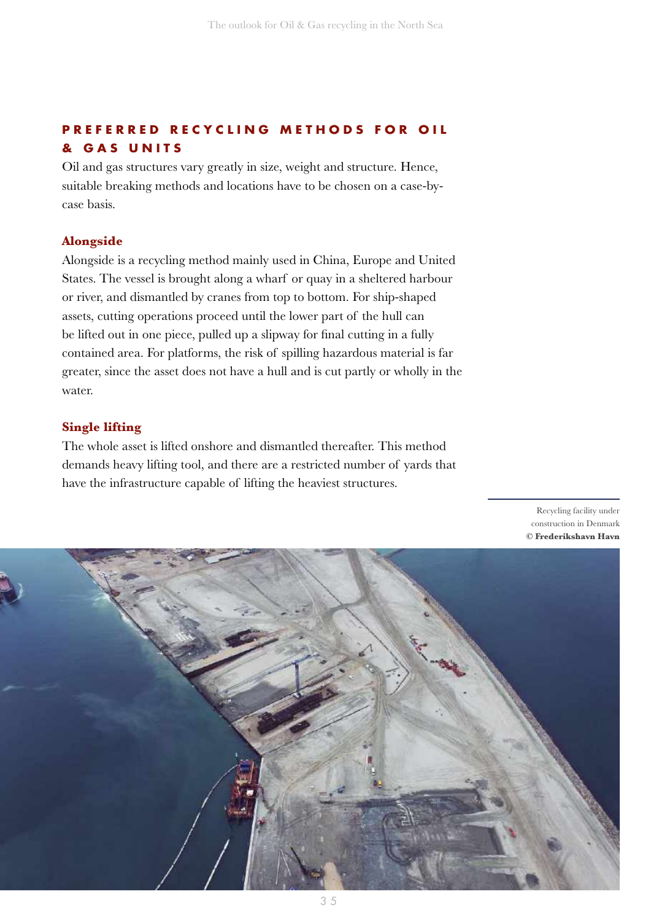## PREFERRED RECYCLING METHODS FOR OIL & GAS UNITS

Oil and gas structures vary greatly in size, weight and structure. Hence, suitable breaking methods and locations have to be chosen on a case-by-case basis.

### Alongside

Alongside is a recycling method mainly used in China, Europe and United States. The vessel is brought along a wharf or quay in a sheltered harbour or river, and dismantled by cranes from top to bottom. For ship-shaped assets, cutting operations proceed until the lower part of the hull can be lifted out in one piece, pulled up a slipway for final cutting in a fully contained area. For platforms, the risk of spilling hazardous material is far greater, since the asset does not have a hull and is cut partly or wholly in the water.

### Single lifting

The whole asset is lifted onshore and dismantled thereafter. This method demands heavy lifting tool, and there are a restricted number of yards that have the infrastructure capable of lifting the heaviest structures.

Recycling facility under construction in Denmark
**© Frederikshavn Havn**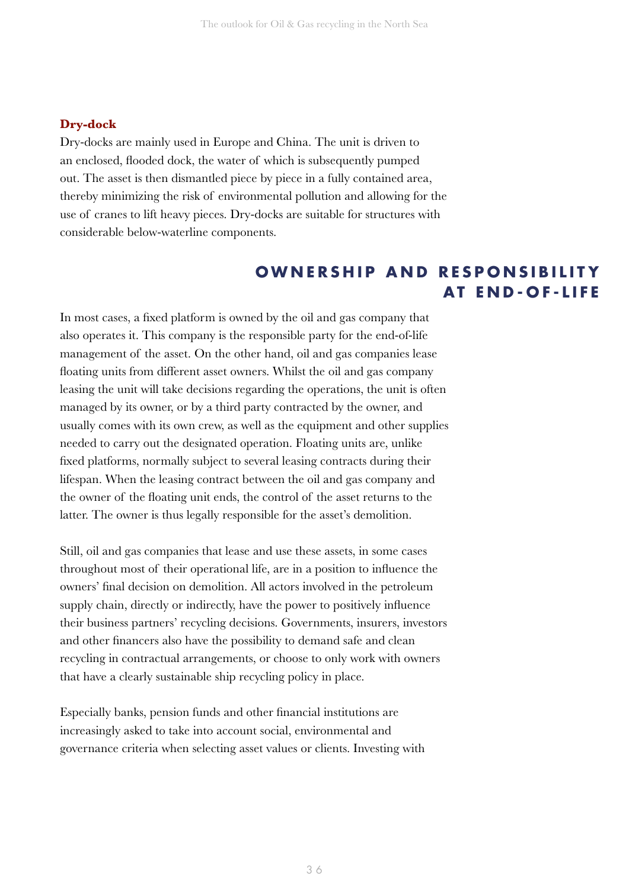### Dry-dock

Dry-docks are mainly used in Europe and China. The unit is driven to an enclosed, flooded dock, the water of which is subsequently pumped out. The asset is then dismantled piece by piece in a fully contained area, thereby minimizing the risk of environmental pollution and allowing for the use of cranes to lift heavy pieces. Dry-docks are suitable for structures with considerable below-waterline components.

## OWNERSHIP AND RESPONSIBILITY AT END-OF-LIFE

In most cases, a fixed platform is owned by the oil and gas company that also operates it. This company is the responsible party for the end-of-life management of the asset. On the other hand, oil and gas companies lease floating units from different asset owners. Whilst the oil and gas company leasing the unit will take decisions regarding the operations, the unit is often managed by its owner, or by a third party contracted by the owner, and usually comes with its own crew, as well as the equipment and other supplies needed to carry out the designated operation. Floating units are, unlike fixed platforms, normally subject to several leasing contracts during their lifespan. When the leasing contract between the oil and gas company and the owner of the floating unit ends, the control of the asset returns to the latter. The owner is thus legally responsible for the asset's demolition.

Still, oil and gas companies that lease and use these assets, in some cases throughout most of their operational life, are in a position to influence the owners' final decision on demolition. All actors involved in the petroleum supply chain, directly or indirectly, have the power to positively influence their business partners' recycling decisions. Governments, insurers, investors and other financers also have the possibility to demand safe and clean recycling in contractual arrangements, or choose to only work with owners that have a clearly sustainable ship recycling policy in place.

Especially banks, pension funds and other financial institutions are increasingly asked to take into account social, environmental and governance criteria when selecting asset values or clients. Investing with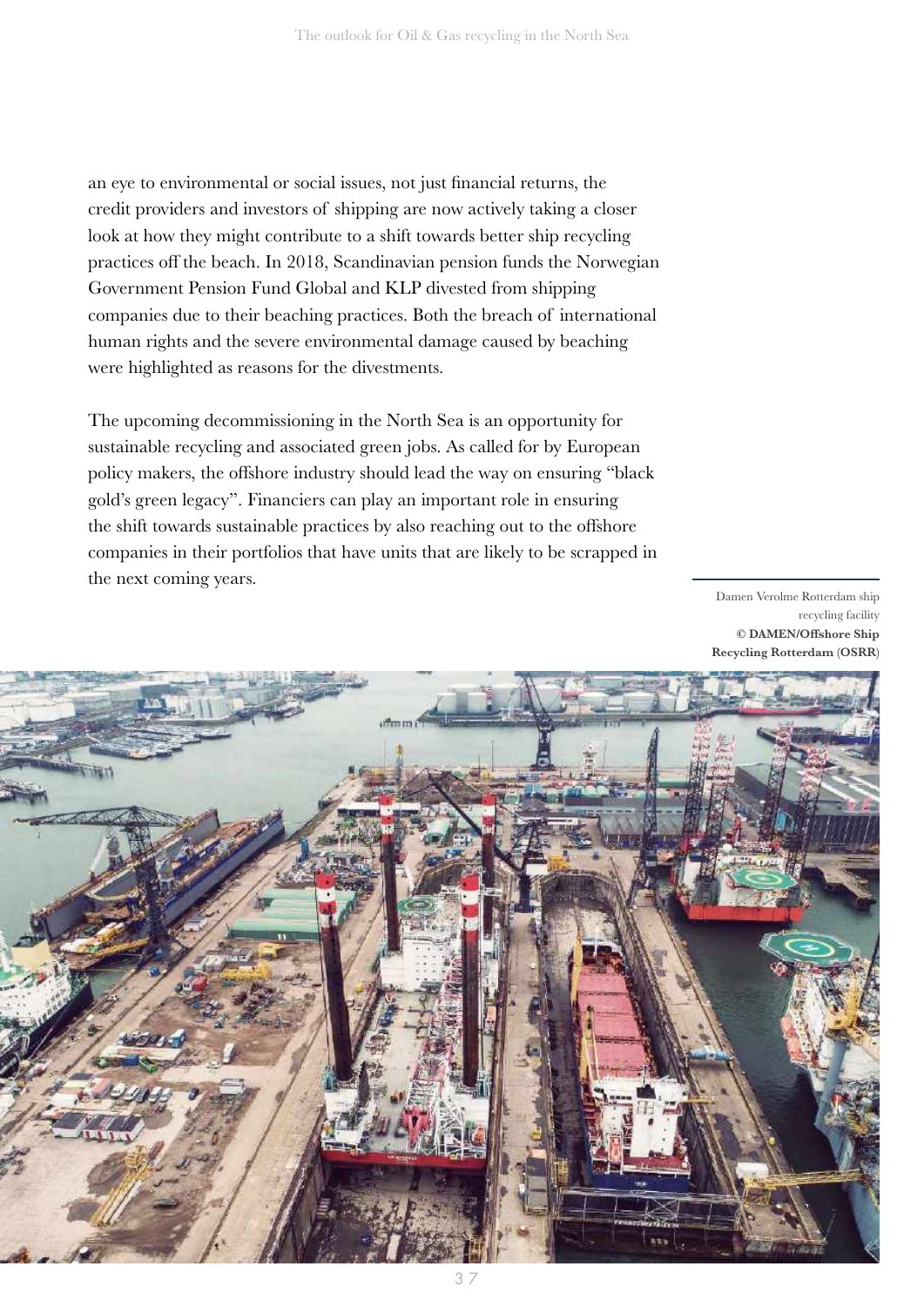an eye to environmental or social issues, not just financial returns, the credit providers and investors of shipping are now actively taking a closer look at how they might contribute to a shift towards better ship recycling practices off the beach. In 2018, Scandinavian pension funds the Norwegian Government Pension Fund Global and KLP divested from shipping companies due to their beaching practices. Both the breach of international human rights and the severe environmental damage caused by beaching were highlighted as reasons for the divestments.

The upcoming decommissioning in the North Sea is an opportunity for sustainable recycling and associated green jobs. As called for by European policy makers, the offshore industry should lead the way on ensuring "black gold's green legacy". Financiers can play an important role in ensuring the shift towards sustainable practices by also reaching out to the offshore companies in their portfolios that have units that are likely to be scrapped in the next coming years.

Damen Verolme Rotterdam ship recycling facility
**© DAMEN/Offshore Ship Recycling Rotterdam (OSRR)**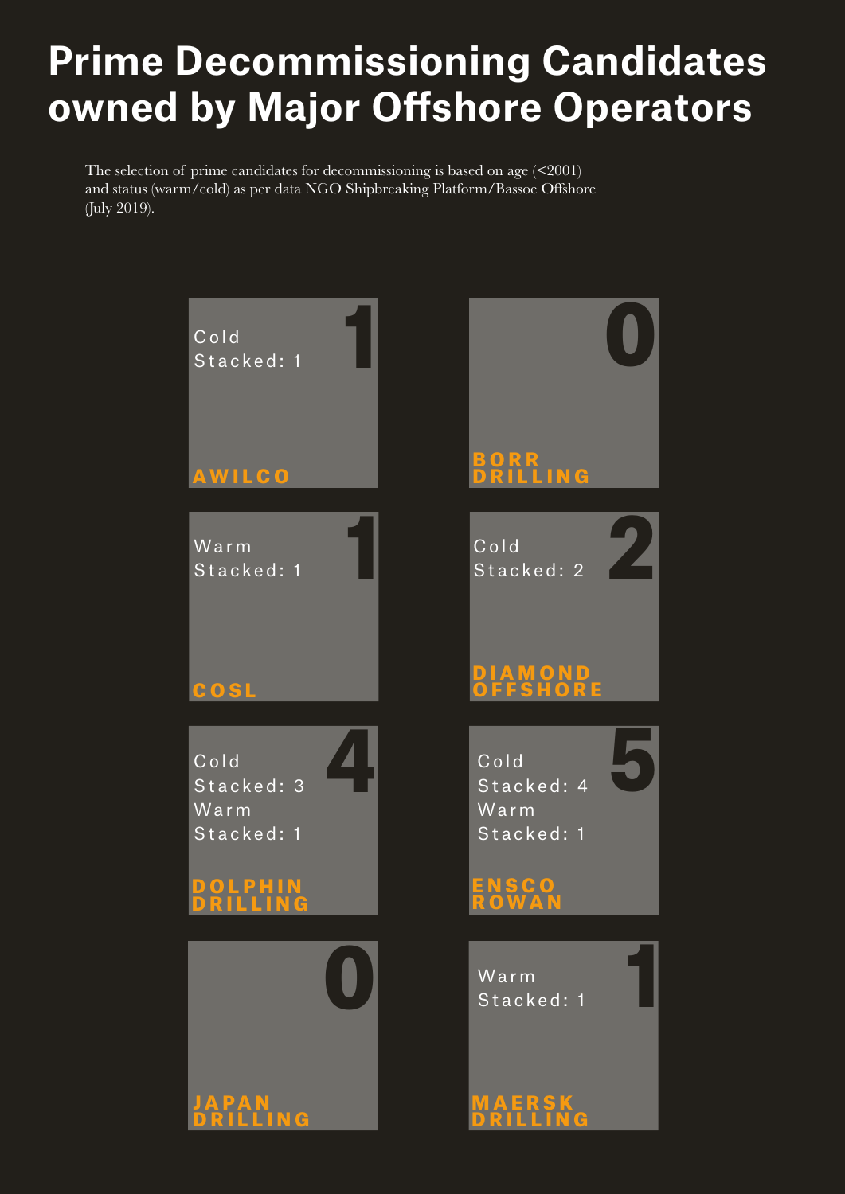# Prime Decommissioning Candidates owned by Major Offshore Operators

The selection of prime candidates for decommissioning is based on age (<2001) and status (warm/cold) as per data NGO Shipbreaking Platform/Bassoe Offshore (July 2019).

| Operator | Total | Status |
| --- | --- | --- |
| AWILCO | 1 | Cold Stacked: 1 |
| BORR DRILLING | 0 | |
| COSL | 1 | Warm Stacked: 1 |
| DIAMOND OFFSHORE | 2 | Cold Stacked: 2 |
| DOLPHIN DRILLING | 4 | Cold Stacked: 3, Warm Stacked: 1 |
| ENSCO ROWAN | 5 | Cold Stacked: 4, Warm Stacked: 1 |
| JAPAN DRILLING | 0 | |
| MAERSK DRILLING | 1 | Warm Stacked: 1 |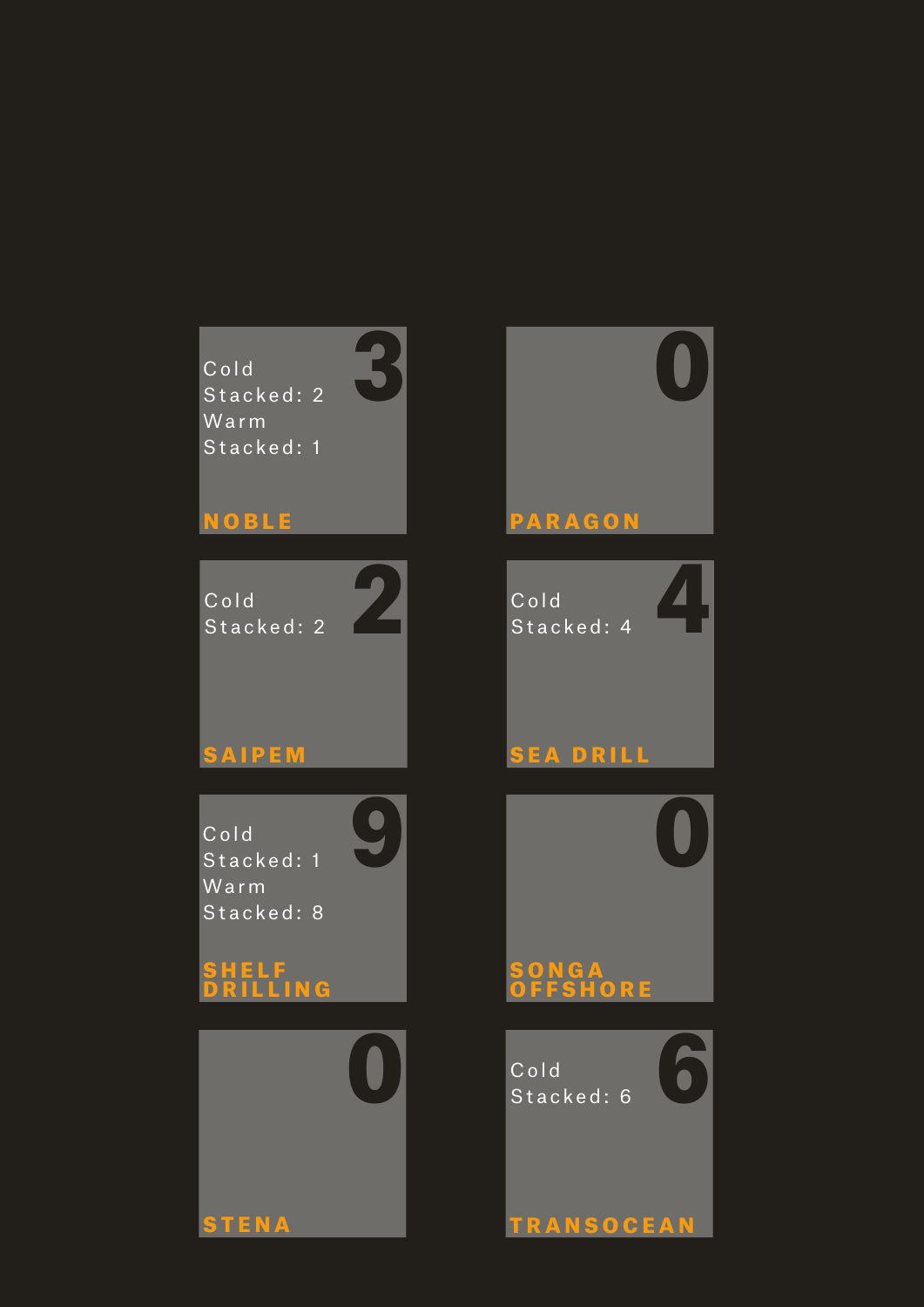## NOBLE

**3**

Cold
Stacked: 2
Warm
Stacked: 1

## PARAGON

**0**

## SAIPEM

**2**

Cold
Stacked: 2

## SEA DRILL

**4**

Cold
Stacked: 4

## SHELF DRILLING

**9**

Cold
Stacked: 1
Warm
Stacked: 8

## SONGA OFFSHORE

**0**

## STENA

**0**

## TRANSOCEAN

**6**

Cold
Stacked: 6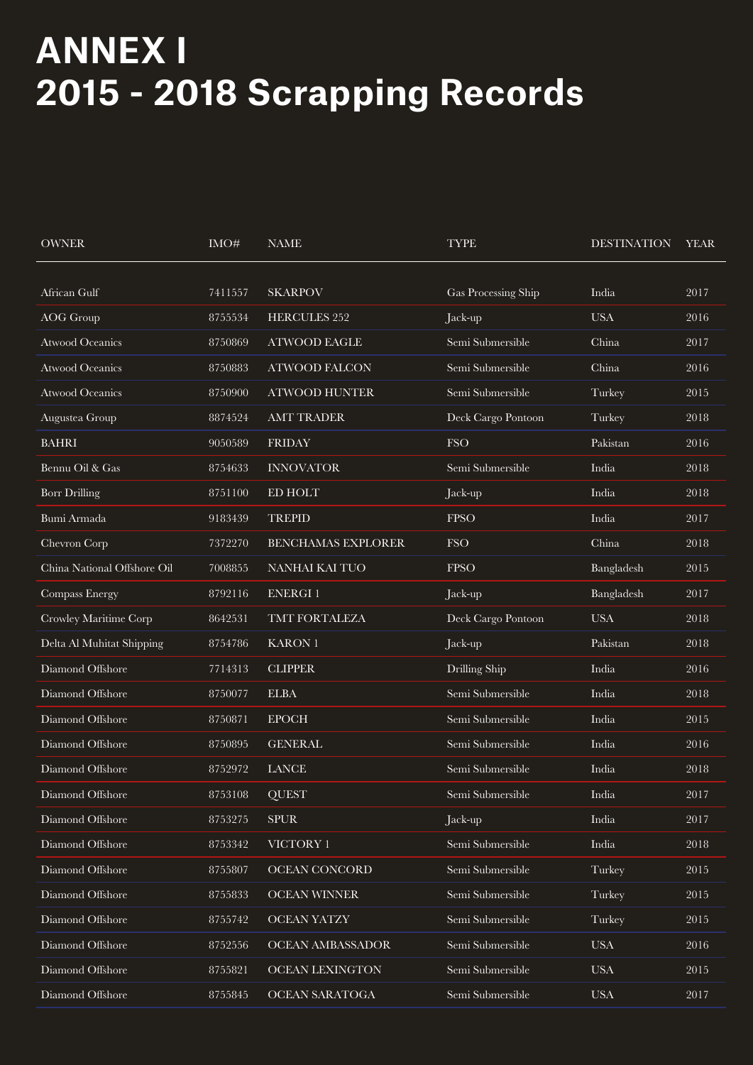# ANNEX I
# 2015 - 2018 Scrapping Records

| OWNER | IMO# | NAME | TYPE | DESTINATION | YEAR |
|---|---|---|---|---|---|
| African Gulf | 7411557 | SKARPOV | Gas Processing Ship | India | 2017 |
| AOG Group | 8755534 | HERCULES 252 | Jack-up | USA | 2016 |
| Atwood Oceanics | 8750869 | ATWOOD EAGLE | Semi Submersible | China | 2017 |
| Atwood Oceanics | 8750883 | ATWOOD FALCON | Semi Submersible | China | 2016 |
| Atwood Oceanics | 8750900 | ATWOOD HUNTER | Semi Submersible | Turkey | 2015 |
| Augustea Group | 8874524 | AMT TRADER | Deck Cargo Pontoon | Turkey | 2018 |
| BAHRI | 9050589 | FRIDAY | FSO | Pakistan | 2016 |
| Bennu Oil & Gas | 8754633 | INNOVATOR | Semi Submersible | India | 2018 |
| Borr Drilling | 8751100 | ED HOLT | Jack-up | India | 2018 |
| Bumi Armada | 9183439 | TREPID | FPSO | India | 2017 |
| Chevron Corp | 7372270 | BENCHAMAS EXPLORER | FSO | China | 2018 |
| China National Offshore Oil | 7008855 | NANHAI KAI TUO | FPSO | Bangladesh | 2015 |
| Compass Energy | 8792116 | ENERGI 1 | Jack-up | Bangladesh | 2017 |
| Crowley Maritime Corp | 8642531 | TMT FORTALEZA | Deck Cargo Pontoon | USA | 2018 |
| Delta Al Muhitat Shipping | 8754786 | KARON 1 | Jack-up | Pakistan | 2018 |
| Diamond Offshore | 7714313 | CLIPPER | Drilling Ship | India | 2016 |
| Diamond Offshore | 8750077 | ELBA | Semi Submersible | India | 2018 |
| Diamond Offshore | 8750871 | EPOCH | Semi Submersible | India | 2015 |
| Diamond Offshore | 8750895 | GENERAL | Semi Submersible | India | 2016 |
| Diamond Offshore | 8752972 | LANCE | Semi Submersible | India | 2018 |
| Diamond Offshore | 8753108 | QUEST | Semi Submersible | India | 2017 |
| Diamond Offshore | 8753275 | SPUR | Jack-up | India | 2017 |
| Diamond Offshore | 8753342 | VICTORY 1 | Semi Submersible | India | 2018 |
| Diamond Offshore | 8755807 | OCEAN CONCORD | Semi Submersible | Turkey | 2015 |
| Diamond Offshore | 8755833 | OCEAN WINNER | Semi Submersible | Turkey | 2015 |
| Diamond Offshore | 8755742 | OCEAN YATZY | Semi Submersible | Turkey | 2015 |
| Diamond Offshore | 8752556 | OCEAN AMBASSADOR | Semi Submersible | USA | 2016 |
| Diamond Offshore | 8755821 | OCEAN LEXINGTON | Semi Submersible | USA | 2015 |
| Diamond Offshore | 8755845 | OCEAN SARATOGA | Semi Submersible | USA | 2017 |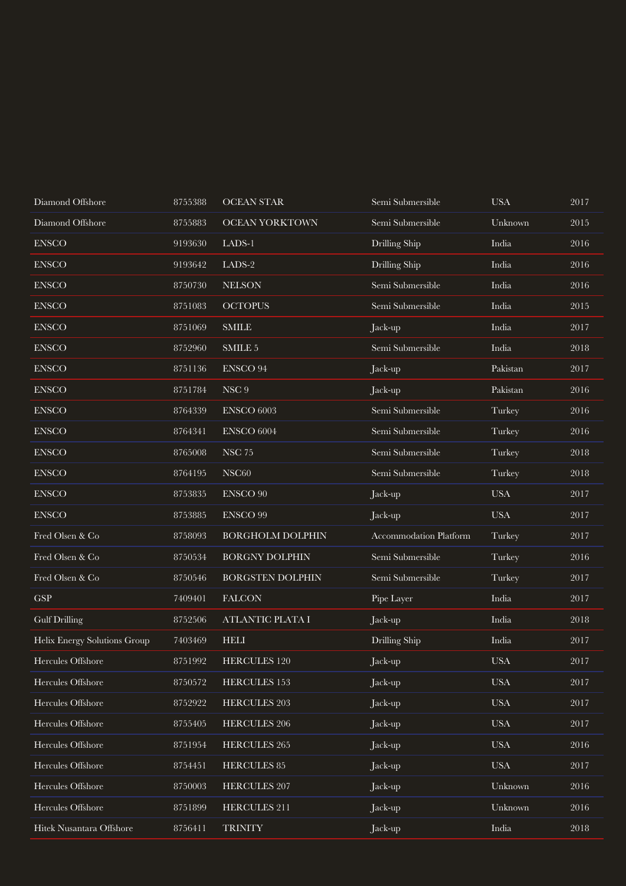| | | | | | |
|---|---|---|---|---|---|
| Diamond Offshore | 8755388 | OCEAN STAR | Semi Submersible | USA | 2017 |
| Diamond Offshore | 8755883 | OCEAN YORKTOWN | Semi Submersible | Unknown | 2015 |
| ENSCO | 9193630 | LADS-1 | Drilling Ship | India | 2016 |
| ENSCO | 9193642 | LADS-2 | Drilling Ship | India | 2016 |
| ENSCO | 8750730 | NELSON | Semi Submersible | India | 2016 |
| ENSCO | 8751083 | OCTOPUS | Semi Submersible | India | 2015 |
| ENSCO | 8751069 | SMILE | Jack-up | India | 2017 |
| ENSCO | 8752960 | SMILE 5 | Semi Submersible | India | 2018 |
| ENSCO | 8751136 | ENSCO 94 | Jack-up | Pakistan | 2017 |
| ENSCO | 8751784 | NSC 9 | Jack-up | Pakistan | 2016 |
| ENSCO | 8764339 | ENSCO 6003 | Semi Submersible | Turkey | 2016 |
| ENSCO | 8764341 | ENSCO 6004 | Semi Submersible | Turkey | 2016 |
| ENSCO | 8765008 | NSC 75 | Semi Submersible | Turkey | 2018 |
| ENSCO | 8764195 | NSC60 | Semi Submersible | Turkey | 2018 |
| ENSCO | 8753835 | ENSCO 90 | Jack-up | USA | 2017 |
| ENSCO | 8753885 | ENSCO 99 | Jack-up | USA | 2017 |
| Fred Olsen & Co | 8758093 | BORGHOLM DOLPHIN | Accommodation Platform | Turkey | 2017 |
| Fred Olsen & Co | 8750534 | BORGNY DOLPHIN | Semi Submersible | Turkey | 2016 |
| Fred Olsen & Co | 8750546 | BORGSTEN DOLPHIN | Semi Submersible | Turkey | 2017 |
| GSP | 7409401 | FALCON | Pipe Layer | India | 2017 |
| Gulf Drilling | 8752506 | ATLANTIC PLATA I | Jack-up | India | 2018 |
| Helix Energy Solutions Group | 7403469 | HELI | Drilling Ship | India | 2017 |
| Hercules Offshore | 8751992 | HERCULES 120 | Jack-up | USA | 2017 |
| Hercules Offshore | 8750572 | HERCULES 153 | Jack-up | USA | 2017 |
| Hercules Offshore | 8752922 | HERCULES 203 | Jack-up | USA | 2017 |
| Hercules Offshore | 8755405 | HERCULES 206 | Jack-up | USA | 2017 |
| Hercules Offshore | 8751954 | HERCULES 265 | Jack-up | USA | 2016 |
| Hercules Offshore | 8754451 | HERCULES 85 | Jack-up | USA | 2017 |
| Hercules Offshore | 8750003 | HERCULES 207 | Jack-up | Unknown | 2016 |
| Hercules Offshore | 8751899 | HERCULES 211 | Jack-up | Unknown | 2016 |
| Hitek Nusantara Offshore | 8756411 | TRINITY | Jack-up | India | 2018 |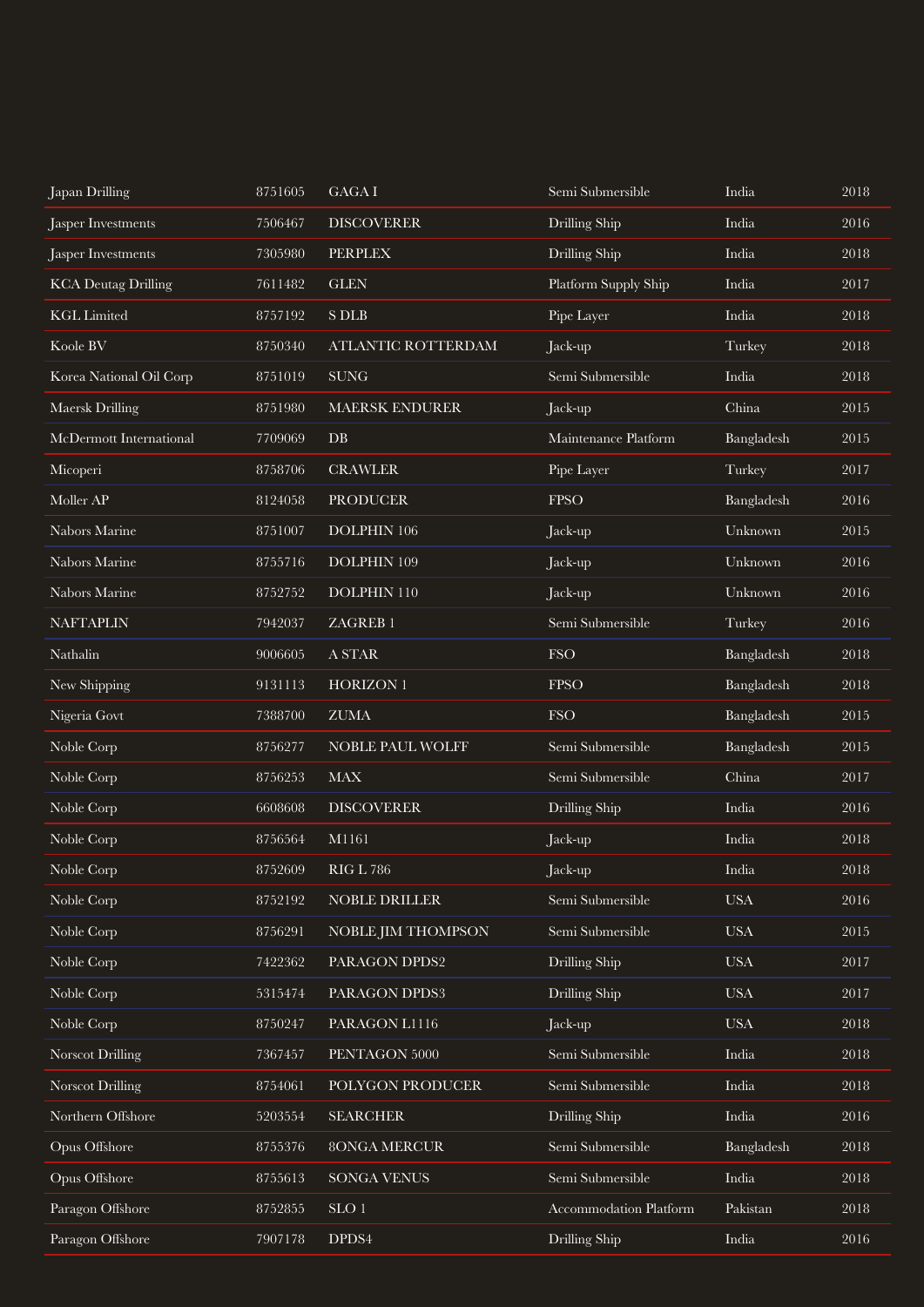| | | | | | |
|---|---|---|---|---|---|
| Japan Drilling | 8751605 | GAGA I | Semi Submersible | India | 2018 |
| Jasper Investments | 7506467 | DISCOVERER | Drilling Ship | India | 2016 |
| Jasper Investments | 7305980 | PERPLEX | Drilling Ship | India | 2018 |
| KCA Deutag Drilling | 7611482 | GLEN | Platform Supply Ship | India | 2017 |
| KGL Limited | 8757192 | S DLB | Pipe Layer | India | 2018 |
| Koole BV | 8750340 | ATLANTIC ROTTERDAM | Jack-up | Turkey | 2018 |
| Korea National Oil Corp | 8751019 | SUNG | Semi Submersible | India | 2018 |
| Maersk Drilling | 8751980 | MAERSK ENDURER | Jack-up | China | 2015 |
| McDermott International | 7709069 | DB | Maintenance Platform | Bangladesh | 2015 |
| Micoperi | 8758706 | CRAWLER | Pipe Layer | Turkey | 2017 |
| Moller AP | 8124058 | PRODUCER | FPSO | Bangladesh | 2016 |
| Nabors Marine | 8751007 | DOLPHIN 106 | Jack-up | Unknown | 2015 |
| Nabors Marine | 8755716 | DOLPHIN 109 | Jack-up | Unknown | 2016 |
| Nabors Marine | 8752752 | DOLPHIN 110 | Jack-up | Unknown | 2016 |
| NAFTAPLIN | 7942037 | ZAGREB 1 | Semi Submersible | Turkey | 2016 |
| Nathalin | 9006605 | A STAR | FSO | Bangladesh | 2018 |
| New Shipping | 9131113 | HORIZON 1 | FPSO | Bangladesh | 2018 |
| Nigeria Govt | 7388700 | ZUMA | FSO | Bangladesh | 2015 |
| Noble Corp | 8756277 | NOBLE PAUL WOLFF | Semi Submersible | Bangladesh | 2015 |
| Noble Corp | 8756253 | MAX | Semi Submersible | China | 2017 |
| Noble Corp | 6608608 | DISCOVERER | Drilling Ship | India | 2016 |
| Noble Corp | 8756564 | M1161 | Jack-up | India | 2018 |
| Noble Corp | 8752609 | RIG L 786 | Jack-up | India | 2018 |
| Noble Corp | 8752192 | NOBLE DRILLER | Semi Submersible | USA | 2016 |
| Noble Corp | 8756291 | NOBLE JIM THOMPSON | Semi Submersible | USA | 2015 |
| Noble Corp | 7422362 | PARAGON DPDS2 | Drilling Ship | USA | 2017 |
| Noble Corp | 5315474 | PARAGON DPDS3 | Drilling Ship | USA | 2017 |
| Noble Corp | 8750247 | PARAGON L1116 | Jack-up | USA | 2018 |
| Norscot Drilling | 7367457 | PENTAGON 5000 | Semi Submersible | India | 2018 |
| Norscot Drilling | 8754061 | POLYGON PRODUCER | Semi Submersible | India | 2018 |
| Northern Offshore | 5203554 | SEARCHER | Drilling Ship | India | 2016 |
| Opus Offshore | 8755376 | 8ONGA MERCUR | Semi Submersible | Bangladesh | 2018 |
| Opus Offshore | 8755613 | SONGA VENUS | Semi Submersible | India | 2018 |
| Paragon Offshore | 8752855 | SLO 1 | Accommodation Platform | Pakistan | 2018 |
| Paragon Offshore | 7907178 | DPDS4 | Drilling Ship | India | 2016 |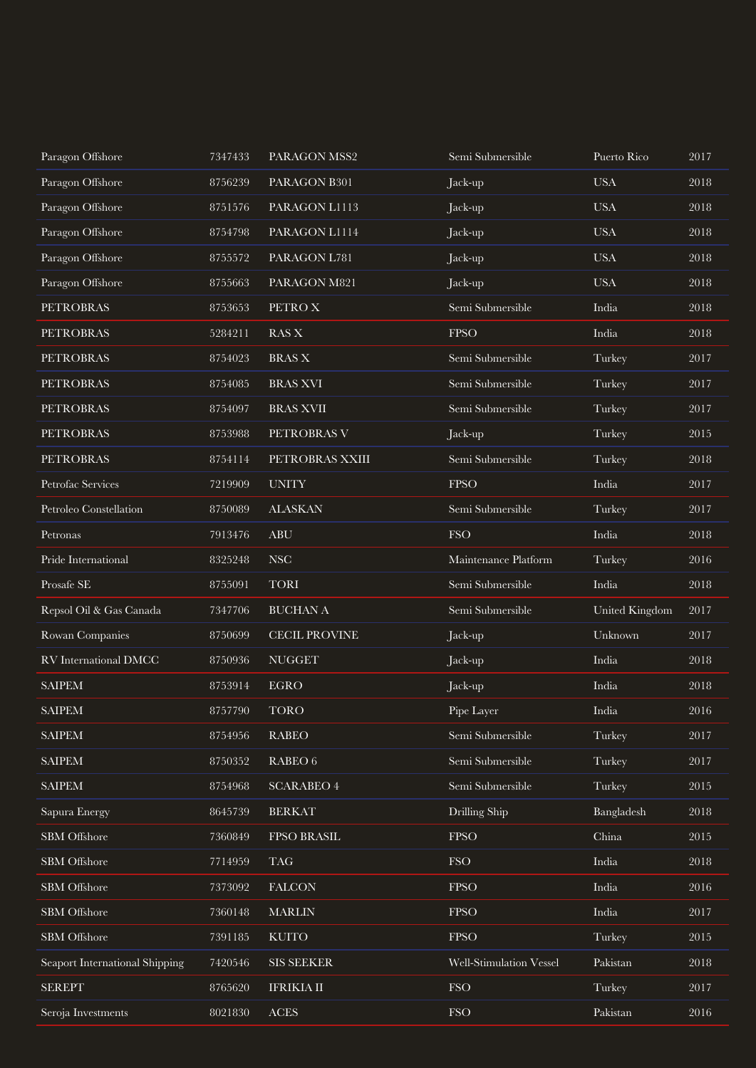| | | | | | |
|---|---|---|---|---|---|
| Paragon Offshore | 7347433 | PARAGON MSS2 | Semi Submersible | Puerto Rico | 2017 |
| Paragon Offshore | 8756239 | PARAGON B301 | Jack-up | USA | 2018 |
| Paragon Offshore | 8751576 | PARAGON L1113 | Jack-up | USA | 2018 |
| Paragon Offshore | 8754798 | PARAGON L1114 | Jack-up | USA | 2018 |
| Paragon Offshore | 8755572 | PARAGON L781 | Jack-up | USA | 2018 |
| Paragon Offshore | 8755663 | PARAGON M821 | Jack-up | USA | 2018 |
| PETROBRAS | 8753653 | PETRO X | Semi Submersible | India | 2018 |
| PETROBRAS | 5284211 | RAS X | FPSO | India | 2018 |
| PETROBRAS | 8754023 | BRAS X | Semi Submersible | Turkey | 2017 |
| PETROBRAS | 8754085 | BRAS XVI | Semi Submersible | Turkey | 2017 |
| PETROBRAS | 8754097 | BRAS XVII | Semi Submersible | Turkey | 2017 |
| PETROBRAS | 8753988 | PETROBRAS V | Jack-up | Turkey | 2015 |
| PETROBRAS | 8754114 | PETROBRAS XXIII | Semi Submersible | Turkey | 2018 |
| Petrofac Services | 7219909 | UNITY | FPSO | India | 2017 |
| Petroleo Constellation | 8750089 | ALASKAN | Semi Submersible | Turkey | 2017 |
| Petronas | 7913476 | ABU | FSO | India | 2018 |
| Pride International | 8325248 | NSC | Maintenance Platform | Turkey | 2016 |
| Prosafe SE | 8755091 | TORI | Semi Submersible | India | 2018 |
| Repsol Oil & Gas Canada | 7347706 | BUCHAN A | Semi Submersible | United Kingdom | 2017 |
| Rowan Companies | 8750699 | CECIL PROVINE | Jack-up | Unknown | 2017 |
| RV International DMCC | 8750936 | NUGGET | Jack-up | India | 2018 |
| SAIPEM | 8753914 | EGRO | Jack-up | India | 2018 |
| SAIPEM | 8757790 | TORO | Pipe Layer | India | 2016 |
| SAIPEM | 8754956 | RABEO | Semi Submersible | Turkey | 2017 |
| SAIPEM | 8750352 | RABEO 6 | Semi Submersible | Turkey | 2017 |
| SAIPEM | 8754968 | SCARABEO 4 | Semi Submersible | Turkey | 2015 |
| Sapura Energy | 8645739 | BERKAT | Drilling Ship | Bangladesh | 2018 |
| SBM Offshore | 7360849 | FPSO BRASIL | FPSO | China | 2015 |
| SBM Offshore | 7714959 | TAG | FSO | India | 2018 |
| SBM Offshore | 7373092 | FALCON | FPSO | India | 2016 |
| SBM Offshore | 7360148 | MARLIN | FPSO | India | 2017 |
| SBM Offshore | 7391185 | KUITO | FPSO | Turkey | 2015 |
| Seaport International Shipping | 7420546 | SIS SEEKER | Well-Stimulation Vessel | Pakistan | 2018 |
| SEREPT | 8765620 | IFRIKIA II | FSO | Turkey | 2017 |
| Seroja Investments | 8021830 | ACES | FSO | Pakistan | 2016 |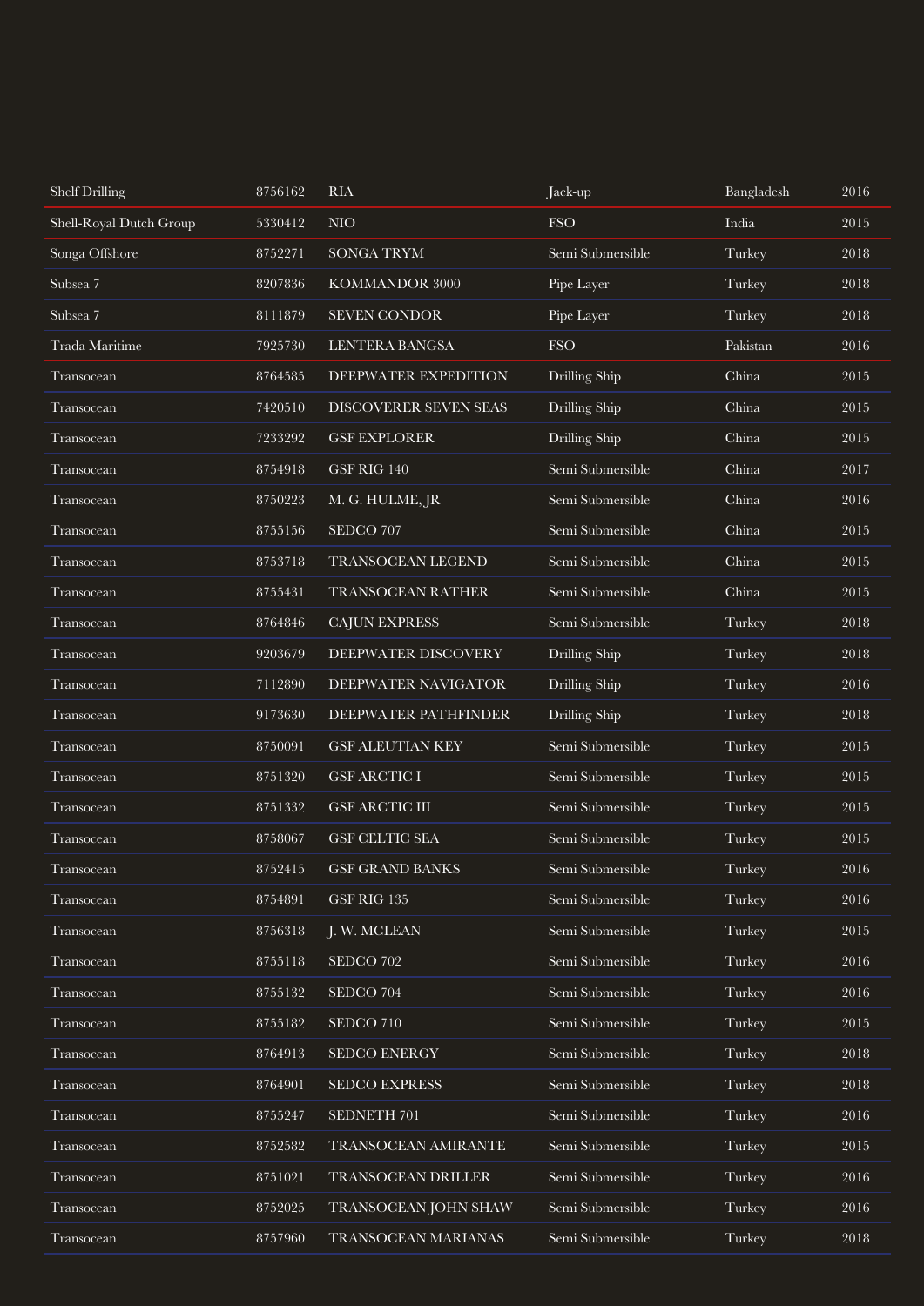| | | | | | |
|---|---|---|---|---|---|
| Shelf Drilling | 8756162 | RIA | Jack-up | Bangladesh | 2016 |
| Shell-Royal Dutch Group | 5330412 | NIO | FSO | India | 2015 |
| Songa Offshore | 8752271 | SONGA TRYM | Semi Submersible | Turkey | 2018 |
| Subsea 7 | 8207836 | KOMMANDOR 3000 | Pipe Layer | Turkey | 2018 |
| Subsea 7 | 8111879 | SEVEN CONDOR | Pipe Layer | Turkey | 2018 |
| Trada Maritime | 7925730 | LENTERA BANGSA | FSO | Pakistan | 2016 |
| Transocean | 8764585 | DEEPWATER EXPEDITION | Drilling Ship | China | 2015 |
| Transocean | 7420510 | DISCOVERER SEVEN SEAS | Drilling Ship | China | 2015 |
| Transocean | 7233292 | GSF EXPLORER | Drilling Ship | China | 2015 |
| Transocean | 8754918 | GSF RIG 140 | Semi Submersible | China | 2017 |
| Transocean | 8750223 | M. G. HULME, JR | Semi Submersible | China | 2016 |
| Transocean | 8755156 | SEDCO 707 | Semi Submersible | China | 2015 |
| Transocean | 8753718 | TRANSOCEAN LEGEND | Semi Submersible | China | 2015 |
| Transocean | 8755431 | TRANSOCEAN RATHER | Semi Submersible | China | 2015 |
| Transocean | 8764846 | CAJUN EXPRESS | Semi Submersible | Turkey | 2018 |
| Transocean | 9203679 | DEEPWATER DISCOVERY | Drilling Ship | Turkey | 2018 |
| Transocean | 7112890 | DEEPWATER NAVIGATOR | Drilling Ship | Turkey | 2016 |
| Transocean | 9173630 | DEEPWATER PATHFINDER | Drilling Ship | Turkey | 2018 |
| Transocean | 8750091 | GSF ALEUTIAN KEY | Semi Submersible | Turkey | 2015 |
| Transocean | 8751320 | GSF ARCTIC I | Semi Submersible | Turkey | 2015 |
| Transocean | 8751332 | GSF ARCTIC III | Semi Submersible | Turkey | 2015 |
| Transocean | 8758067 | GSF CELTIC SEA | Semi Submersible | Turkey | 2015 |
| Transocean | 8752415 | GSF GRAND BANKS | Semi Submersible | Turkey | 2016 |
| Transocean | 8754891 | GSF RIG 135 | Semi Submersible | Turkey | 2016 |
| Transocean | 8756318 | J. W. MCLEAN | Semi Submersible | Turkey | 2015 |
| Transocean | 8755118 | SEDCO 702 | Semi Submersible | Turkey | 2016 |
| Transocean | 8755132 | SEDCO 704 | Semi Submersible | Turkey | 2016 |
| Transocean | 8755182 | SEDCO 710 | Semi Submersible | Turkey | 2015 |
| Transocean | 8764913 | SEDCO ENERGY | Semi Submersible | Turkey | 2018 |
| Transocean | 8764901 | SEDCO EXPRESS | Semi Submersible | Turkey | 2018 |
| Transocean | 8755247 | SEDNETH 701 | Semi Submersible | Turkey | 2016 |
| Transocean | 8752582 | TRANSOCEAN AMIRANTE | Semi Submersible | Turkey | 2015 |
| Transocean | 8751021 | TRANSOCEAN DRILLER | Semi Submersible | Turkey | 2016 |
| Transocean | 8752025 | TRANSOCEAN JOHN SHAW | Semi Submersible | Turkey | 2016 |
| Transocean | 8757960 | TRANSOCEAN MARIANAS | Semi Submersible | Turkey | 2018 |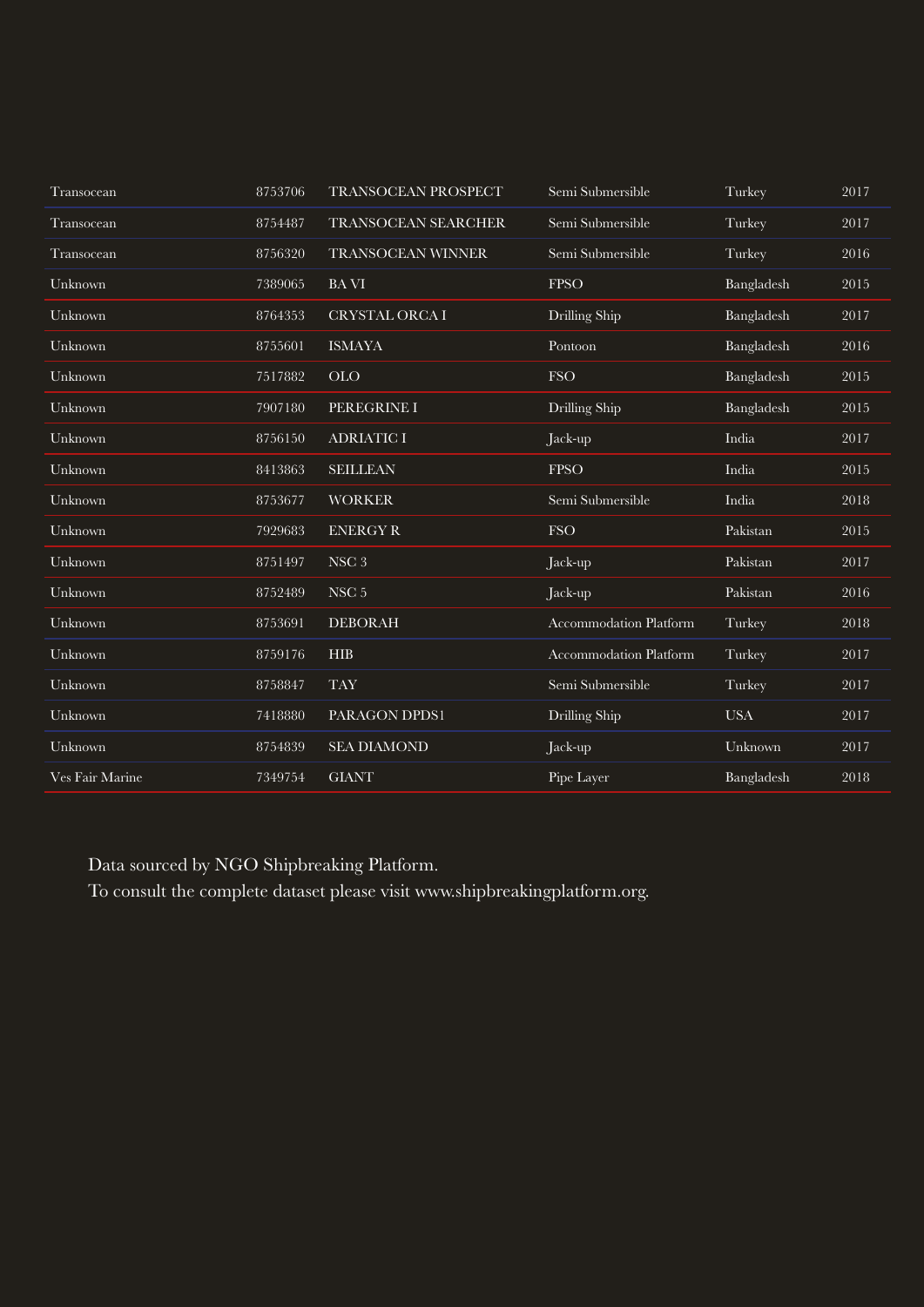| | | | | | |
|---|---|---|---|---|---|
| Transocean | 8753706 | TRANSOCEAN PROSPECT | Semi Submersible | Turkey | 2017 |
| Transocean | 8754487 | TRANSOCEAN SEARCHER | Semi Submersible | Turkey | 2017 |
| Transocean | 8756320 | TRANSOCEAN WINNER | Semi Submersible | Turkey | 2016 |
| Unknown | 7389065 | BA VI | FPSO | Bangladesh | 2015 |
| Unknown | 8764353 | CRYSTAL ORCA I | Drilling Ship | Bangladesh | 2017 |
| Unknown | 8755601 | ISMAYA | Pontoon | Bangladesh | 2016 |
| Unknown | 7517882 | OLO | FSO | Bangladesh | 2015 |
| Unknown | 7907180 | PEREGRINE I | Drilling Ship | Bangladesh | 2015 |
| Unknown | 8756150 | ADRIATIC I | Jack-up | India | 2017 |
| Unknown | 8413863 | SEILLEAN | FPSO | India | 2015 |
| Unknown | 8753677 | WORKER | Semi Submersible | India | 2018 |
| Unknown | 7929683 | ENERGY R | FSO | Pakistan | 2015 |
| Unknown | 8751497 | NSC 3 | Jack-up | Pakistan | 2017 |
| Unknown | 8752489 | NSC 5 | Jack-up | Pakistan | 2016 |
| Unknown | 8753691 | DEBORAH | Accommodation Platform | Turkey | 2018 |
| Unknown | 8759176 | HIB | Accommodation Platform | Turkey | 2017 |
| Unknown | 8758847 | TAY | Semi Submersible | Turkey | 2017 |
| Unknown | 7418880 | PARAGON DPDS1 | Drilling Ship | USA | 2017 |
| Unknown | 8754839 | SEA DIAMOND | Jack-up | Unknown | 2017 |
| Ves Fair Marine | 7349754 | GIANT | Pipe Layer | Bangladesh | 2018 |

Data sourced by NGO Shipbreaking Platform.
To consult the complete dataset please visit www.shipbreakingplatform.org.